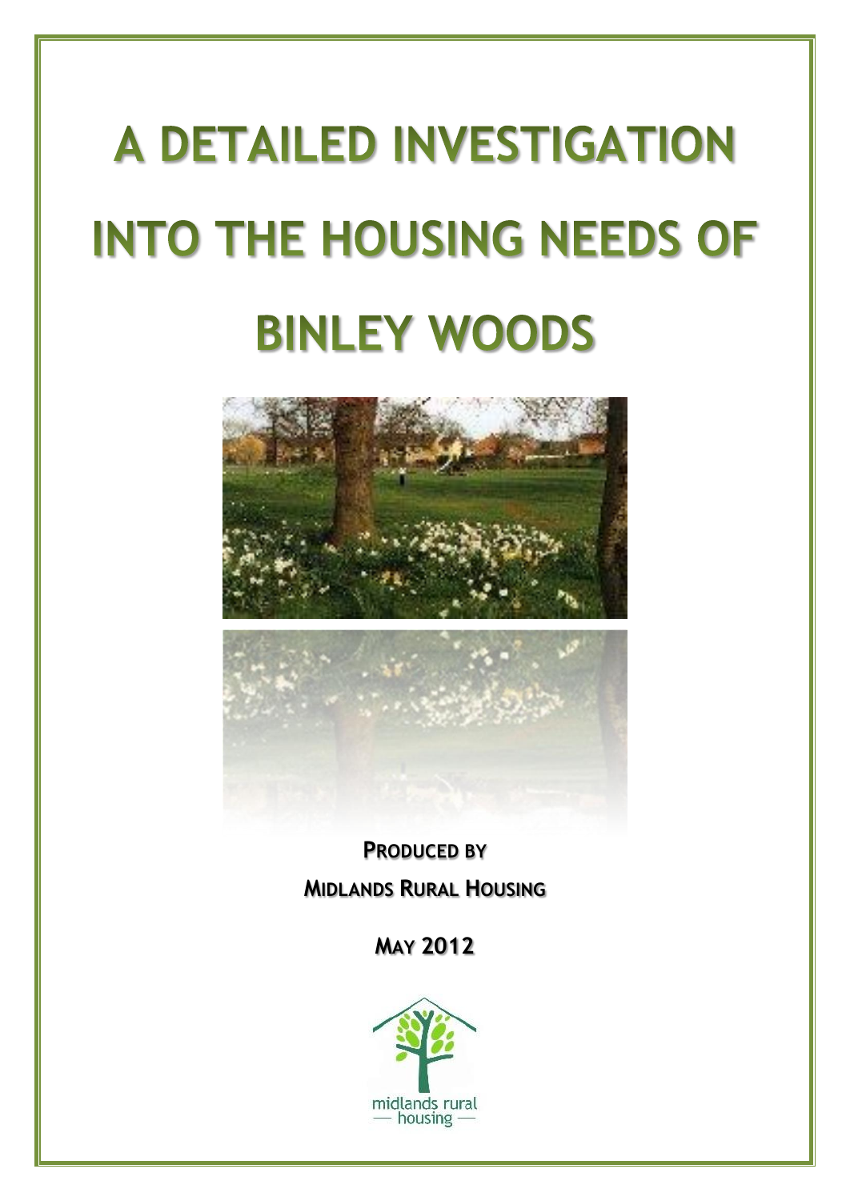# A DETAILED INVESTIGATION INTO THE HOUSING NEEDS OF BINLEY WOODS

**PRODUCED BY**

**MIDLANDS RURAL HOUSING**

**MAY 2012**

midlands rural housing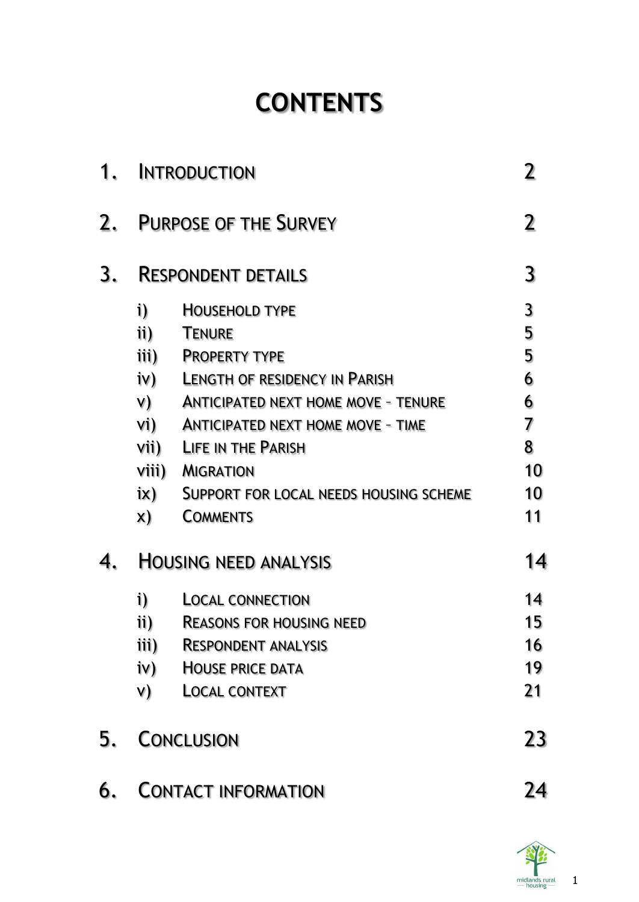# CONTENTS

| | | |
|---|---|---|
| 1. | INTRODUCTION | 2 |
| 2. | PURPOSE OF THE SURVEY | 2 |
| 3. | RESPONDENT DETAILS | 3 |
| | i) HOUSEHOLD TYPE | 3 |
| | ii) TENURE | 5 |
| | iii) PROPERTY TYPE | 5 |
| | iv) LENGTH OF RESIDENCY IN PARISH | 6 |
| | v) ANTICIPATED NEXT HOME MOVE – TENURE | 6 |
| | vi) ANTICIPATED NEXT HOME MOVE – TIME | 7 |
| | vii) LIFE IN THE PARISH | 8 |
| | viii) MIGRATION | 10 |
| | ix) SUPPORT FOR LOCAL NEEDS HOUSING SCHEME | 10 |
| | x) COMMENTS | 11 |
| 4. | HOUSING NEED ANALYSIS | 14 |
| | i) LOCAL CONNECTION | 14 |
| | ii) REASONS FOR HOUSING NEED | 15 |
| | iii) RESPONDENT ANALYSIS | 16 |
| | iv) HOUSE PRICE DATA | 19 |
| | v) LOCAL CONTEXT | 21 |
| 5. | CONCLUSION | 23 |
| 6. | CONTACT INFORMATION | 24 |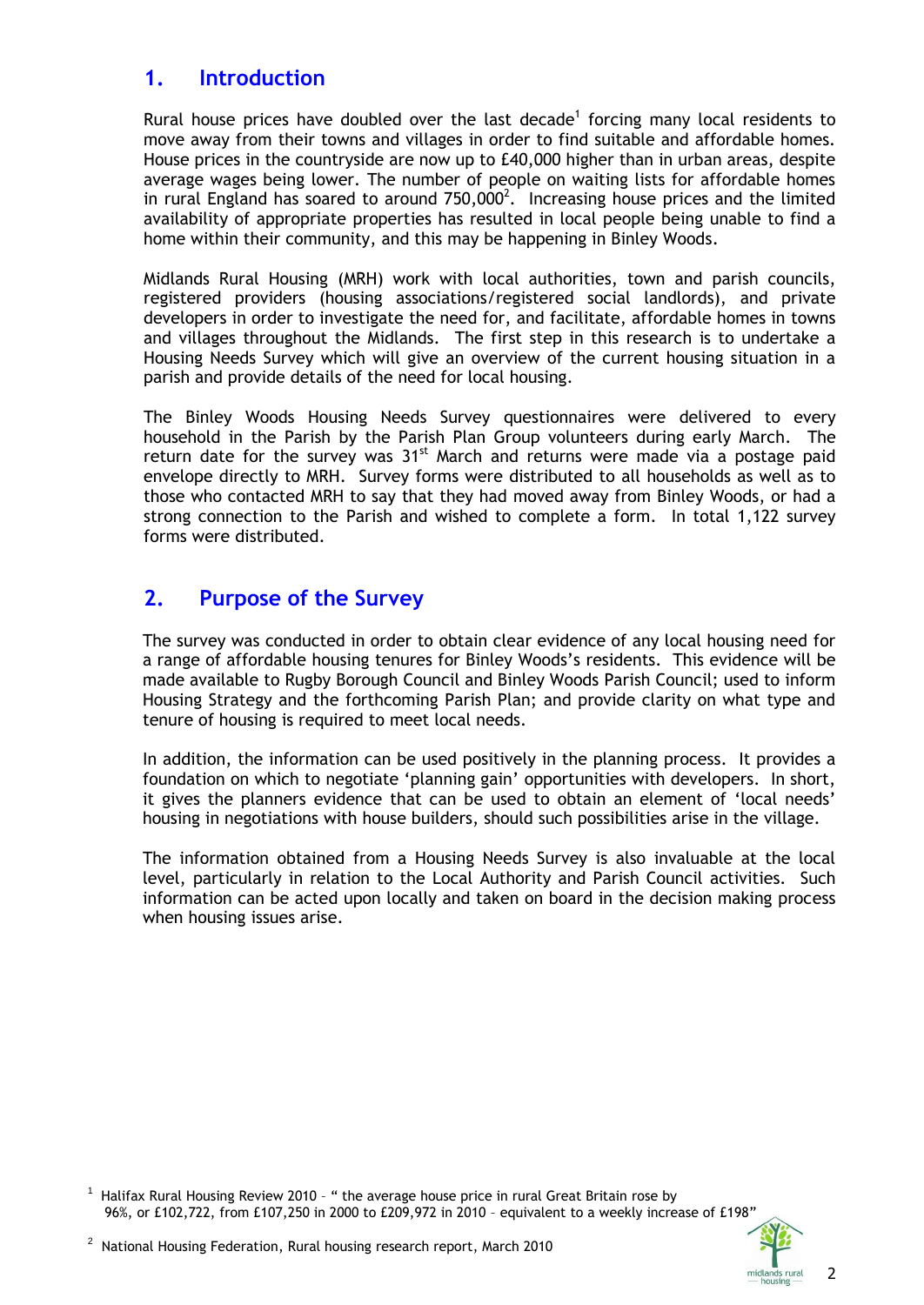## 1. Introduction

Rural house prices have doubled over the last decade[1] forcing many local residents to move away from their towns and villages in order to find suitable and affordable homes. House prices in the countryside are now up to £40,000 higher than in urban areas, despite average wages being lower. The number of people on waiting lists for affordable homes in rural England has soared to around 750,000[2]. Increasing house prices and the limited availability of appropriate properties has resulted in local people being unable to find a home within their community, and this may be happening in Binley Woods.

Midlands Rural Housing (MRH) work with local authorities, town and parish councils, registered providers (housing associations/registered social landlords), and private developers in order to investigate the need for, and facilitate, affordable homes in towns and villages throughout the Midlands. The first step in this research is to undertake a Housing Needs Survey which will give an overview of the current housing situation in a parish and provide details of the need for local housing.

The Binley Woods Housing Needs Survey questionnaires were delivered to every household in the Parish by the Parish Plan Group volunteers during early March. The return date for the survey was 31st March and returns were made via a postage paid envelope directly to MRH. Survey forms were distributed to all households as well as to those who contacted MRH to say that they had moved away from Binley Woods, or had a strong connection to the Parish and wished to complete a form. In total 1,122 survey forms were distributed.

## 2. Purpose of the Survey

The survey was conducted in order to obtain clear evidence of any local housing need for a range of affordable housing tenures for Binley Woods's residents. This evidence will be made available to Rugby Borough Council and Binley Woods Parish Council; used to inform Housing Strategy and the forthcoming Parish Plan; and provide clarity on what type and tenure of housing is required to meet local needs.

In addition, the information can be used positively in the planning process. It provides a foundation on which to negotiate 'planning gain' opportunities with developers. In short, it gives the planners evidence that can be used to obtain an element of 'local needs' housing in negotiations with house builders, should such possibilities arise in the village.

The information obtained from a Housing Needs Survey is also invaluable at the local level, particularly in relation to the Local Authority and Parish Council activities. Such information can be acted upon locally and taken on board in the decision making process when housing issues arise.

[1] Halifax Rural Housing Review 2010 – " the average house price in rural Great Britain rose by 96%, or £102,722, from £107,250 in 2000 to £209,972 in 2010 – equivalent to a weekly increase of £198"

[2] National Housing Federation, Rural housing research report, March 2010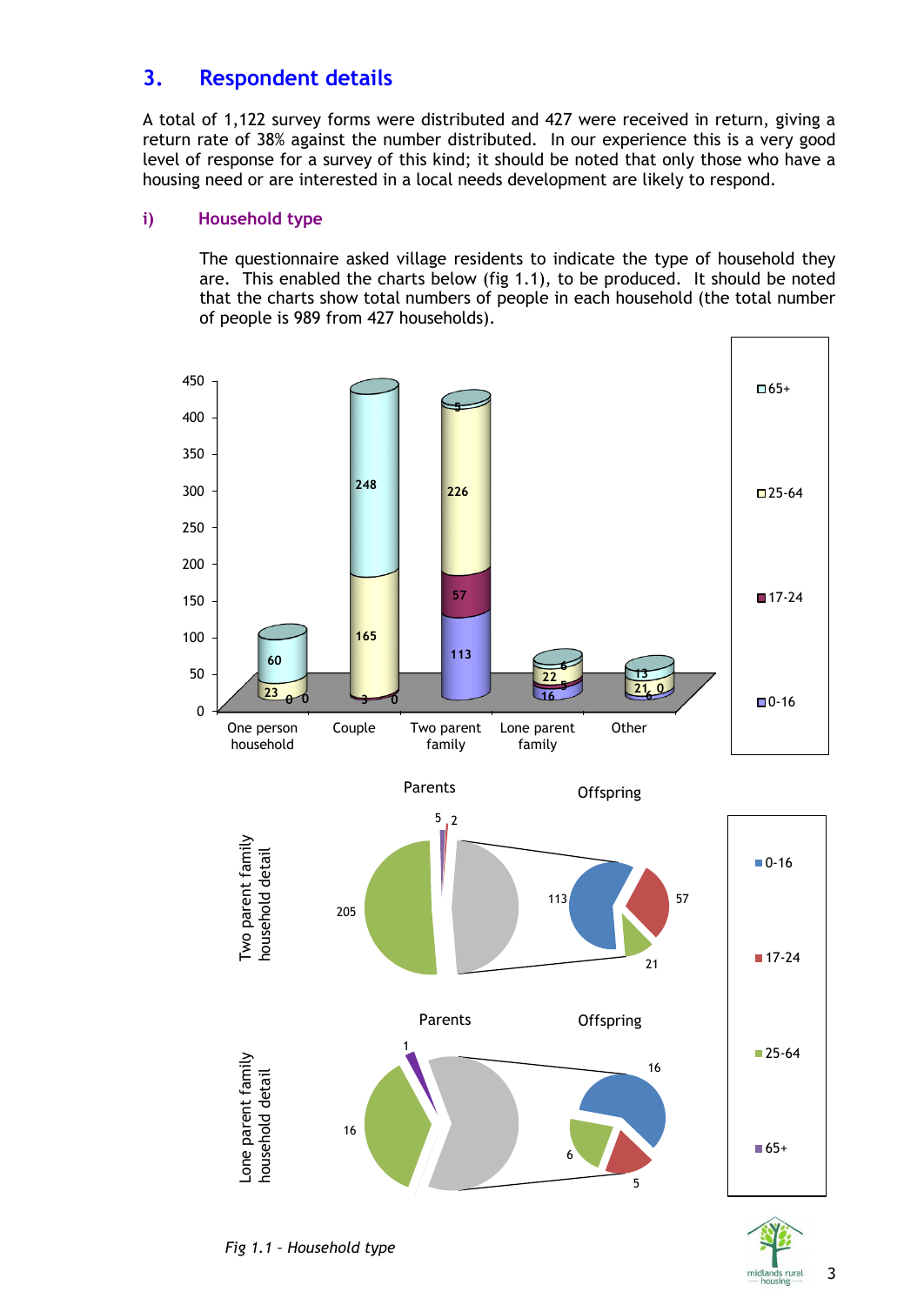## 3. Respondent details

A total of 1,122 survey forms were distributed and 427 were received in return, giving a return rate of 38% against the number distributed. In our experience this is a very good level of response for a survey of this kind; it should be noted that only those who have a housing need or are interested in a local needs development are likely to respond.

### i) Household type

The questionnaire asked village residents to indicate the type of household they are. This enabled the charts below (fig 1.1), to be produced. It should be noted that the charts show total numbers of people in each household (the total number of people is 989 from 427 households).

*Fig 1.1 – Household type*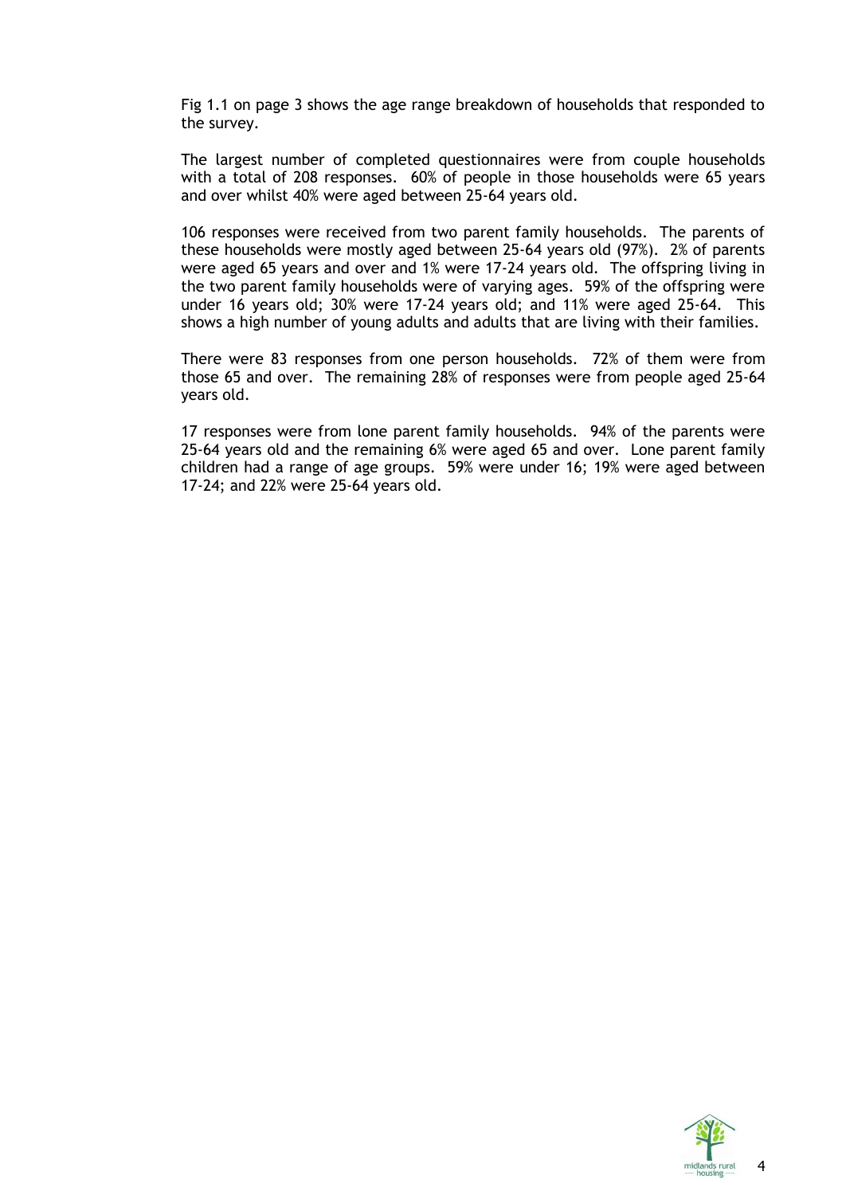Fig 1.1 on page 3 shows the age range breakdown of households that responded to the survey.

The largest number of completed questionnaires were from couple households with a total of 208 responses. 60% of people in those households were 65 years and over whilst 40% were aged between 25-64 years old.

106 responses were received from two parent family households. The parents of these households were mostly aged between 25-64 years old (97%). 2% of parents were aged 65 years and over and 1% were 17-24 years old. The offspring living in the two parent family households were of varying ages. 59% of the offspring were under 16 years old; 30% were 17-24 years old; and 11% were aged 25-64. This shows a high number of young adults and adults that are living with their families.

There were 83 responses from one person households. 72% of them were from those 65 and over. The remaining 28% of responses were from people aged 25-64 years old.

17 responses were from lone parent family households. 94% of the parents were 25-64 years old and the remaining 6% were aged 65 and over. Lone parent family children had a range of age groups. 59% were under 16; 19% were aged between 17-24; and 22% were 25-64 years old.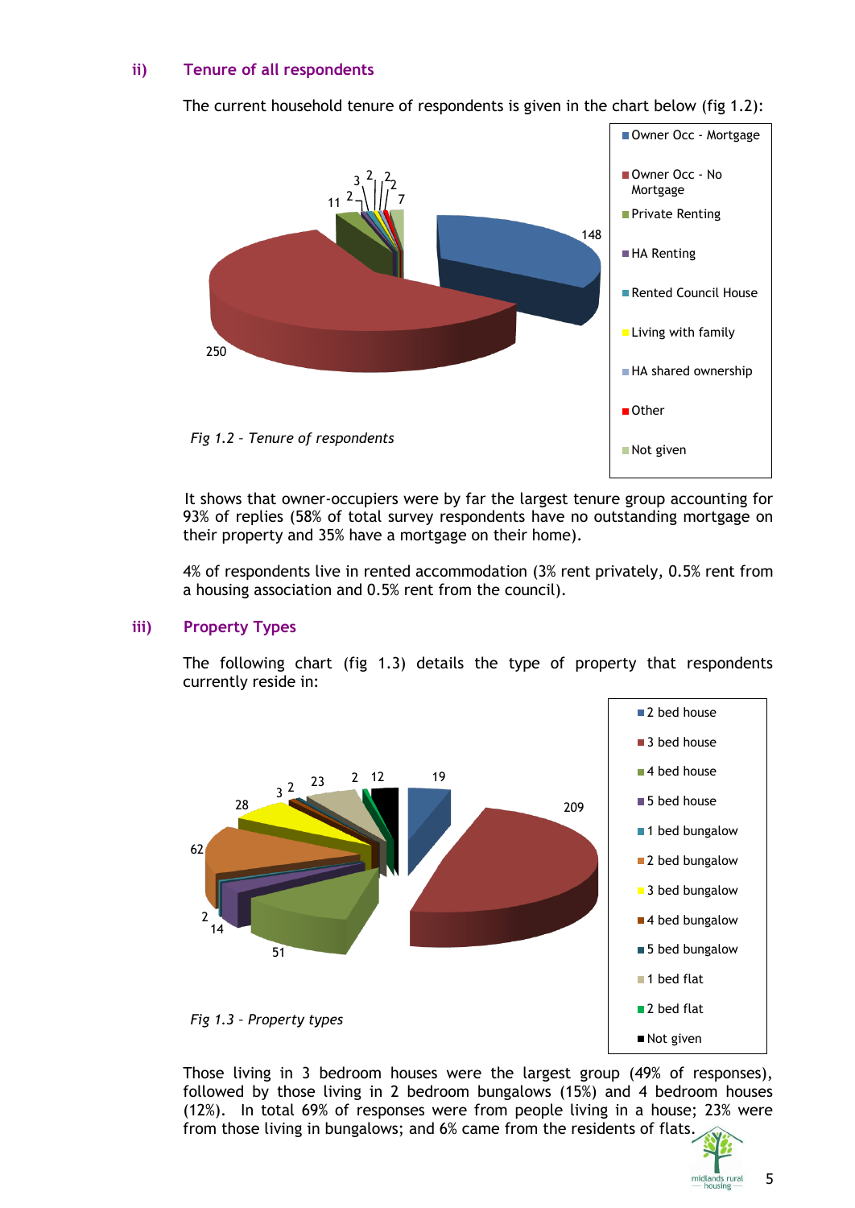### ii) Tenure of all respondents

The current household tenure of respondents is given in the chart below (fig 1.2):

*Fig 1.2 – Tenure of respondents*

It shows that owner-occupiers were by far the largest tenure group accounting for 93% of replies (58% of total survey respondents have no outstanding mortgage on their property and 35% have a mortgage on their home).

4% of respondents live in rented accommodation (3% rent privately, 0.5% rent from a housing association and 0.5% rent from the council).

### iii) Property Types

The following chart (fig 1.3) details the type of property that respondents currently reside in:

*Fig 1.3 – Property types*

Those living in 3 bedroom houses were the largest group (49% of responses), followed by those living in 2 bedroom bungalows (15%) and 4 bedroom houses (12%). In total 69% of responses were from people living in a house; 23% were from those living in bungalows; and 6% came from the residents of flats.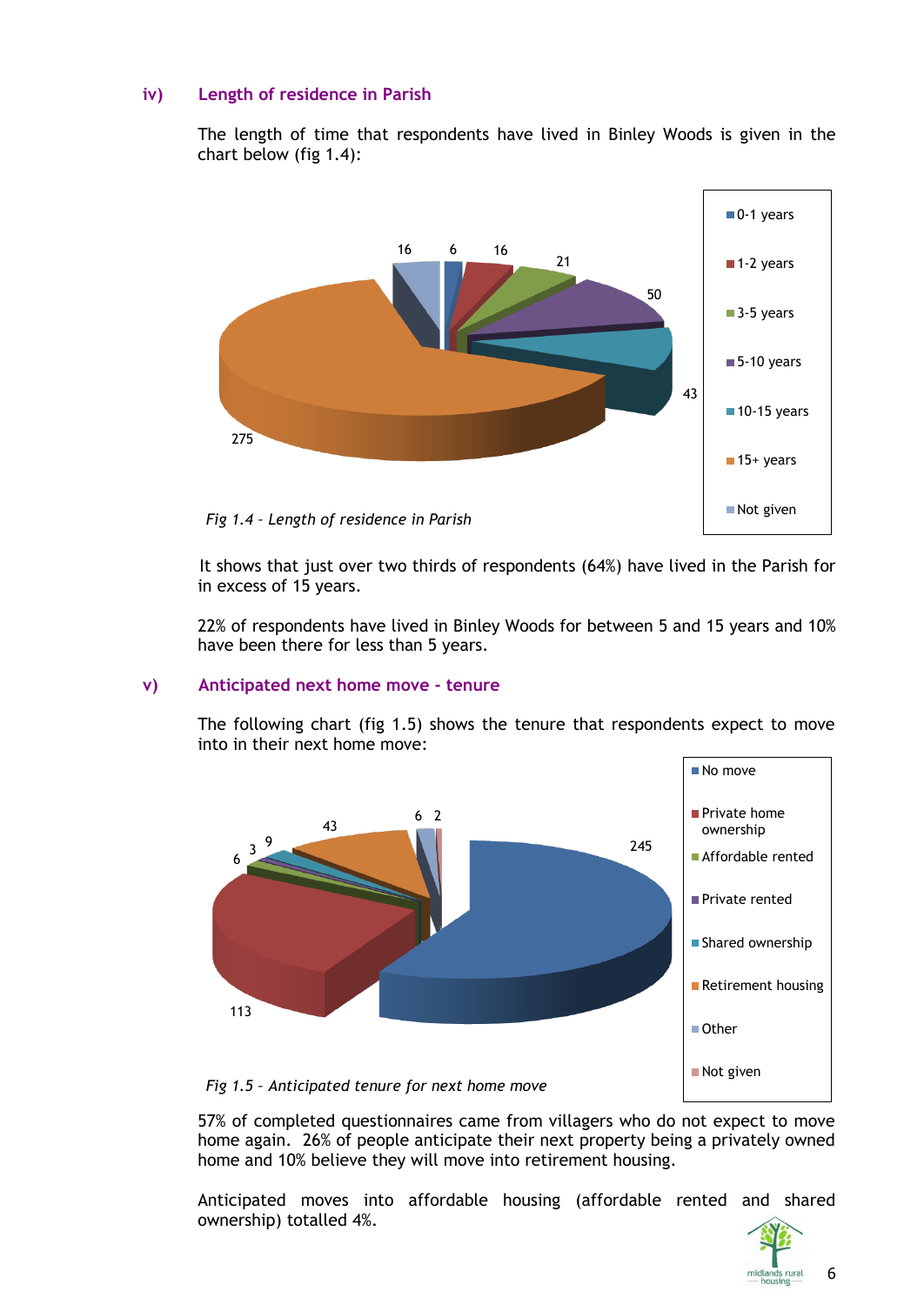### iv) Length of residence in Parish

The length of time that respondents have lived in Binley Woods is given in the chart below (fig 1.4):

*Fig 1.4 – Length of residence in Parish*

It shows that just over two thirds of respondents (64%) have lived in the Parish for in excess of 15 years.

22% of respondents have lived in Binley Woods for between 5 and 15 years and 10% have been there for less than 5 years.

### v) Anticipated next home move - tenure

The following chart (fig 1.5) shows the tenure that respondents expect to move into in their next home move:

*Fig 1.5 – Anticipated tenure for next home move*

57% of completed questionnaires came from villagers who do not expect to move home again. 26% of people anticipate their next property being a privately owned home and 10% believe they will move into retirement housing.

Anticipated moves into affordable housing (affordable rented and shared ownership) totalled 4%.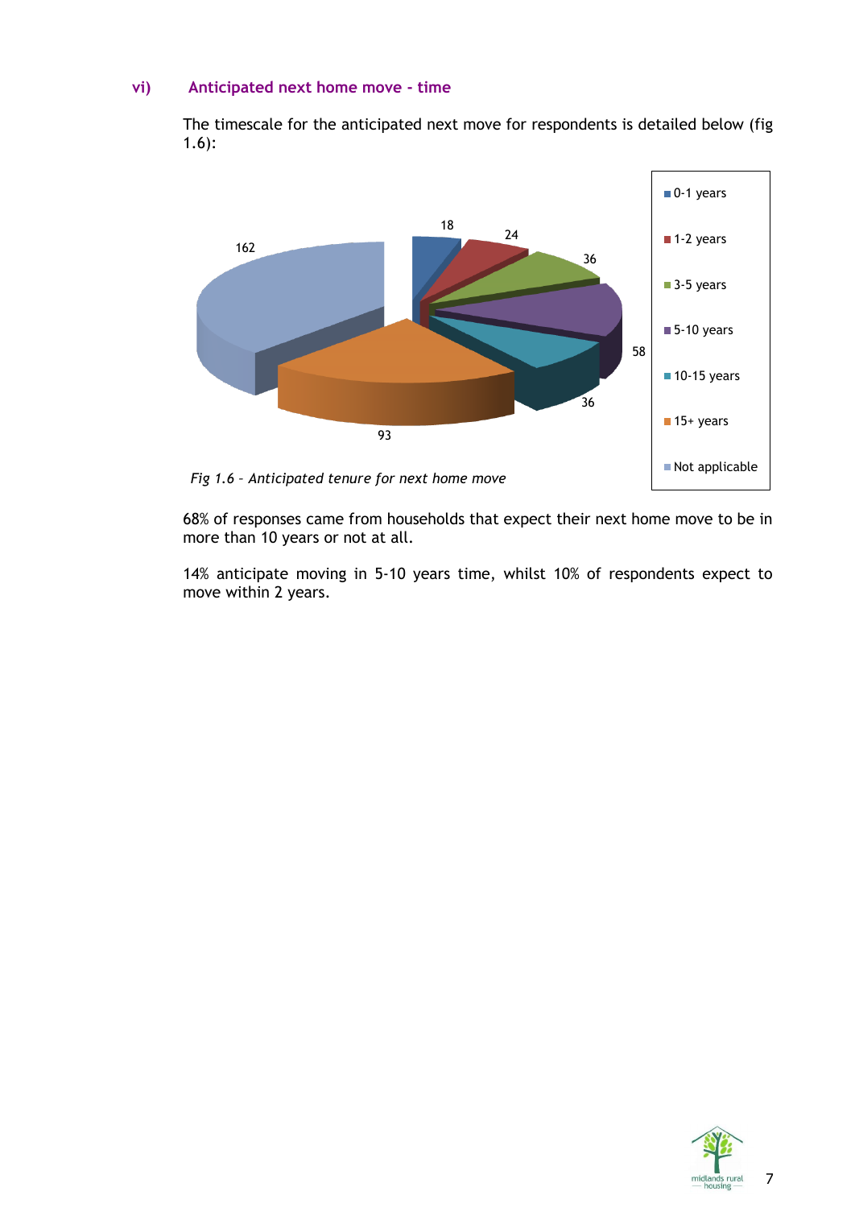### vi) Anticipated next home move - time

The timescale for the anticipated next move for respondents is detailed below (fig 1.6):

| Anticipated next move | Responses |
| --- | --- |
| 0-1 years | 18 |
| 1-2 years | 24 |
| 3-5 years | 36 |
| 5-10 years | 58 |
| 10-15 years | 36 |
| 15+ years | 93 |
| Not applicable | 162 |

*Fig 1.6 – Anticipated tenure for next home move*

68% of responses came from households that expect their next home move to be in more than 10 years or not at all.

14% anticipate moving in 5-10 years time, whilst 10% of respondents expect to move within 2 years.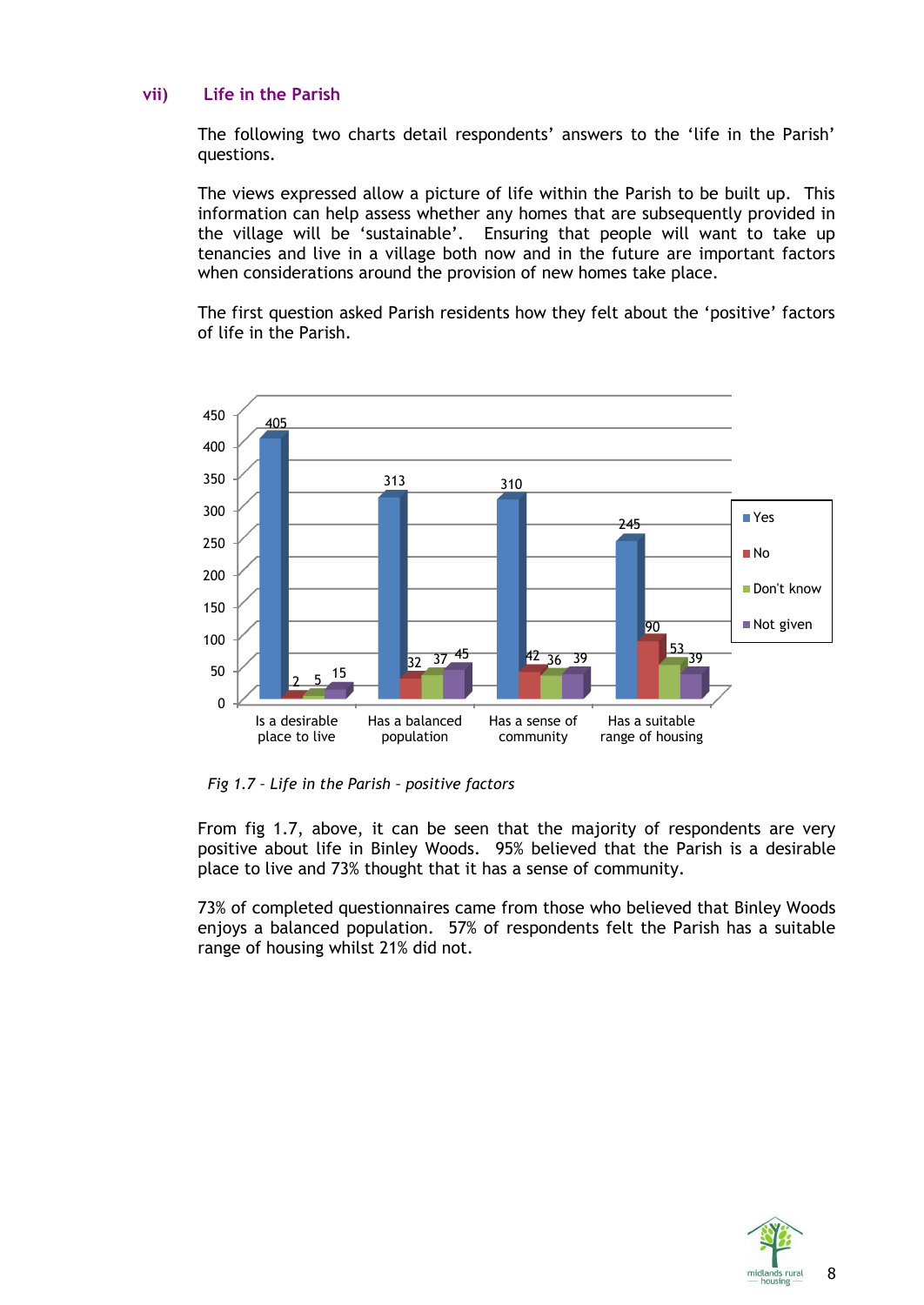### vii) Life in the Parish

The following two charts detail respondents' answers to the 'life in the Parish' questions.

The views expressed allow a picture of life within the Parish to be built up. This information can help assess whether any homes that are subsequently provided in the village will be 'sustainable'. Ensuring that people will want to take up tenancies and live in a village both now and in the future are important factors when considerations around the provision of new homes take place.

The first question asked Parish residents how they felt about the 'positive' factors of life in the Parish.

| | Yes | No | Don't know | Not given |
|---|---|---|---|---|
| Is a desirable place to live | 405 | 2 | 5 | 15 |
| Has a balanced population | 313 | 32 | 37 | 45 |
| Has a sense of community | 310 | 42 | 36 | 39 |
| Has a suitable range of housing | 245 | 90 | 53 | 39 |

*Fig 1.7 – Life in the Parish – positive factors*

From fig 1.7, above, it can be seen that the majority of respondents are very positive about life in Binley Woods. 95% believed that the Parish is a desirable place to live and 73% thought that it has a sense of community.

73% of completed questionnaires came from those who believed that Binley Woods enjoys a balanced population. 57% of respondents felt the Parish has a suitable range of housing whilst 21% did not.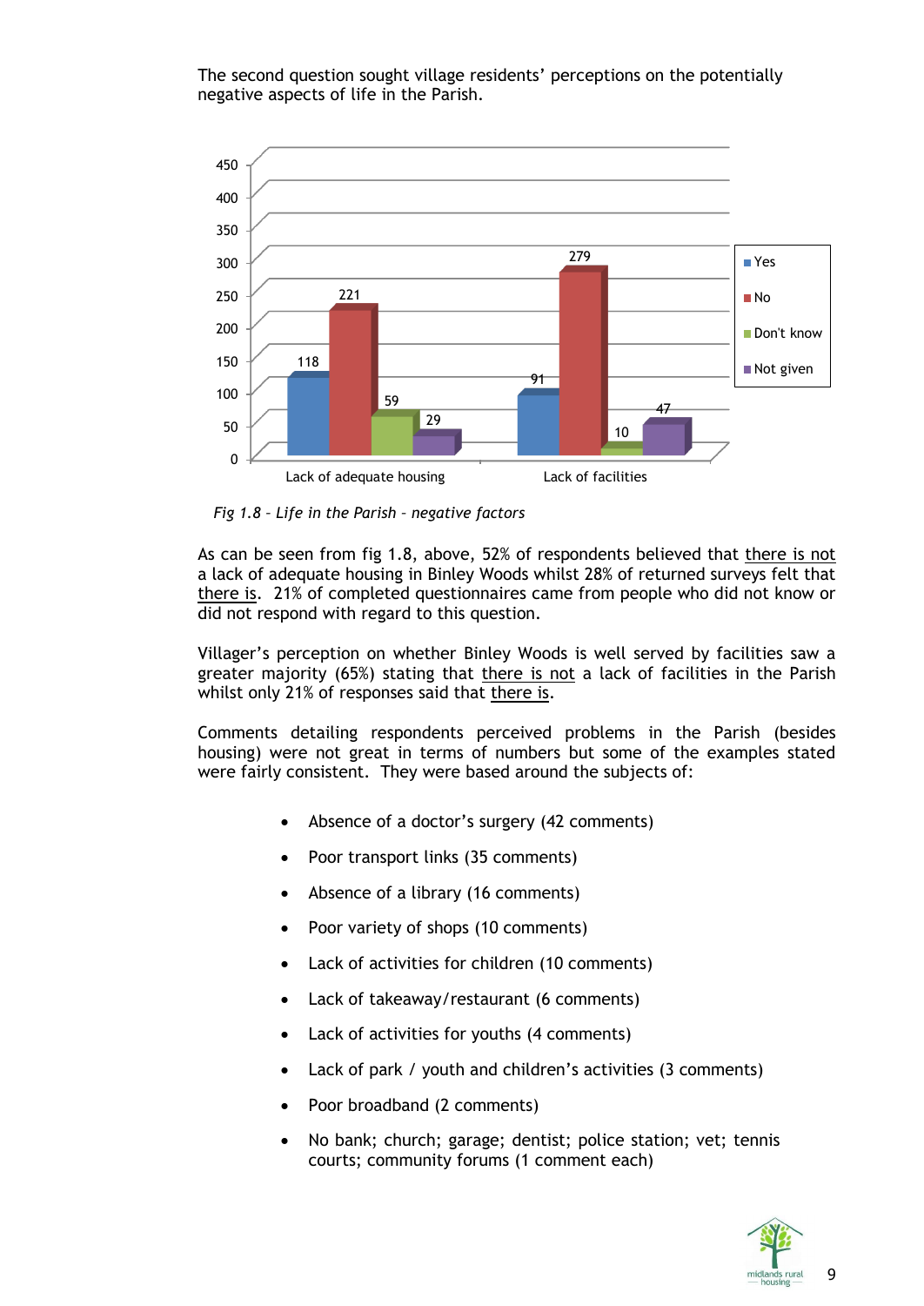The second question sought village residents' perceptions on the potentially negative aspects of life in the Parish.

| | Yes | No | Don't know | Not given |
|---|---|---|---|---|
| Lack of adequate housing | 118 | 221 | 59 | 29 |
| Lack of facilities | 91 | 279 | 10 | 47 |

*Fig 1.8 – Life in the Parish – negative factors*

As can be seen from fig 1.8, above, 52% of respondents believed that there is not a lack of adequate housing in Binley Woods whilst 28% of returned surveys felt that there is. 21% of completed questionnaires came from people who did not know or did not respond with regard to this question.

Villager's perception on whether Binley Woods is well served by facilities saw a greater majority (65%) stating that there is not a lack of facilities in the Parish whilst only 21% of responses said that there is.

Comments detailing respondents perceived problems in the Parish (besides housing) were not great in terms of numbers but some of the examples stated were fairly consistent. They were based around the subjects of:

- Absence of a doctor's surgery (42 comments)
- Poor transport links (35 comments)
- Absence of a library (16 comments)
- Poor variety of shops (10 comments)
- Lack of activities for children (10 comments)
- Lack of takeaway/restaurant (6 comments)
- Lack of activities for youths (4 comments)
- Lack of park / youth and children's activities (3 comments)
- Poor broadband (2 comments)
- No bank; church; garage; dentist; police station; vet; tennis courts; community forums (1 comment each)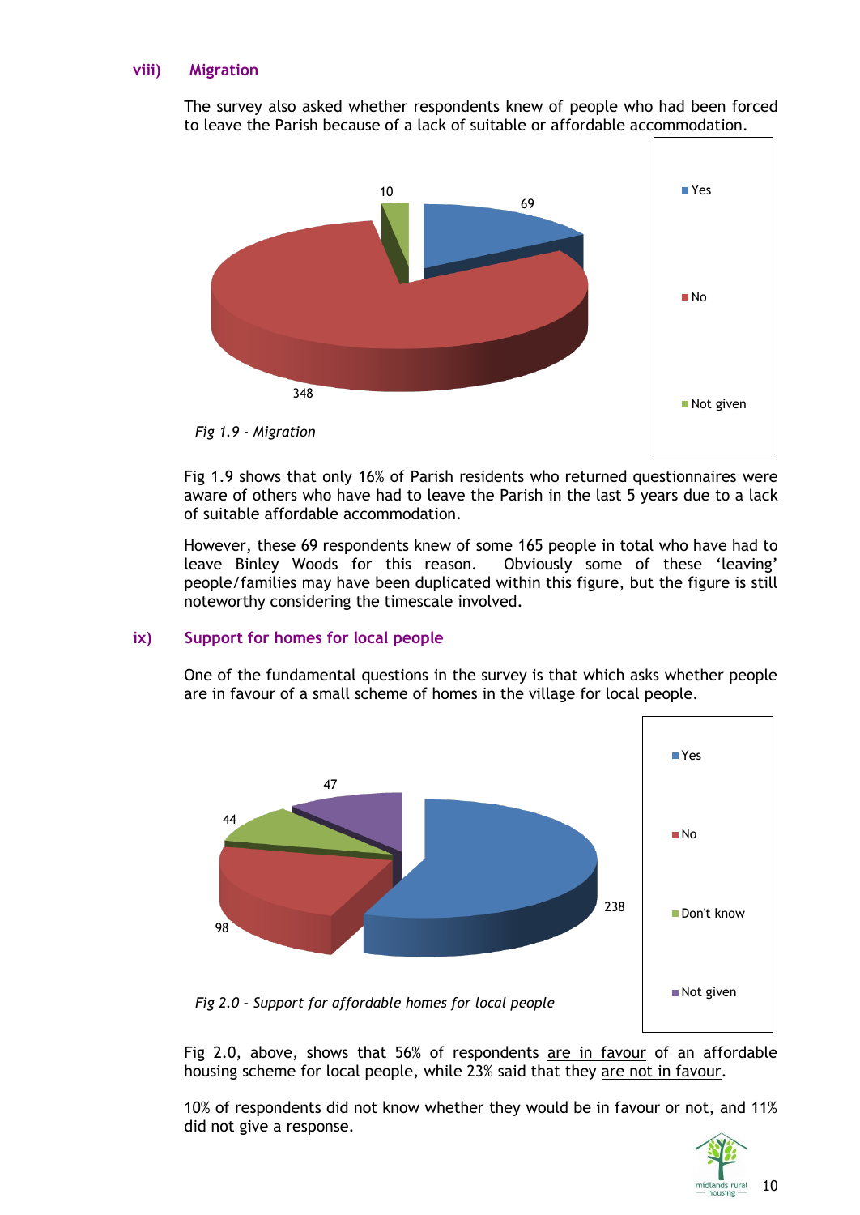### viii) Migration

The survey also asked whether respondents knew of people who had been forced to leave the Parish because of a lack of suitable or affordable accommodation.

| | Count |
|---|---|
| Yes | 69 |
| No | 348 |
| Not given | 10 |

*Fig 1.9 - Migration*

Fig 1.9 shows that only 16% of Parish residents who returned questionnaires were aware of others who have had to leave the Parish in the last 5 years due to a lack of suitable affordable accommodation.

However, these 69 respondents knew of some 165 people in total who have had to leave Binley Woods for this reason. Obviously some of these 'leaving' people/families may have been duplicated within this figure, but the figure is still noteworthy considering the timescale involved.

### ix) Support for homes for local people

One of the fundamental questions in the survey is that which asks whether people are in favour of a small scheme of homes in the village for local people.

| | Count |
|---|---|
| Yes | 238 |
| No | 98 |
| Don't know | 44 |
| Not given | 47 |

*Fig 2.0 – Support for affordable homes for local people*

Fig 2.0, above, shows that 56% of respondents are in favour of an affordable housing scheme for local people, while 23% said that they are not in favour.

10% of respondents did not know whether they would be in favour or not, and 11% did not give a response.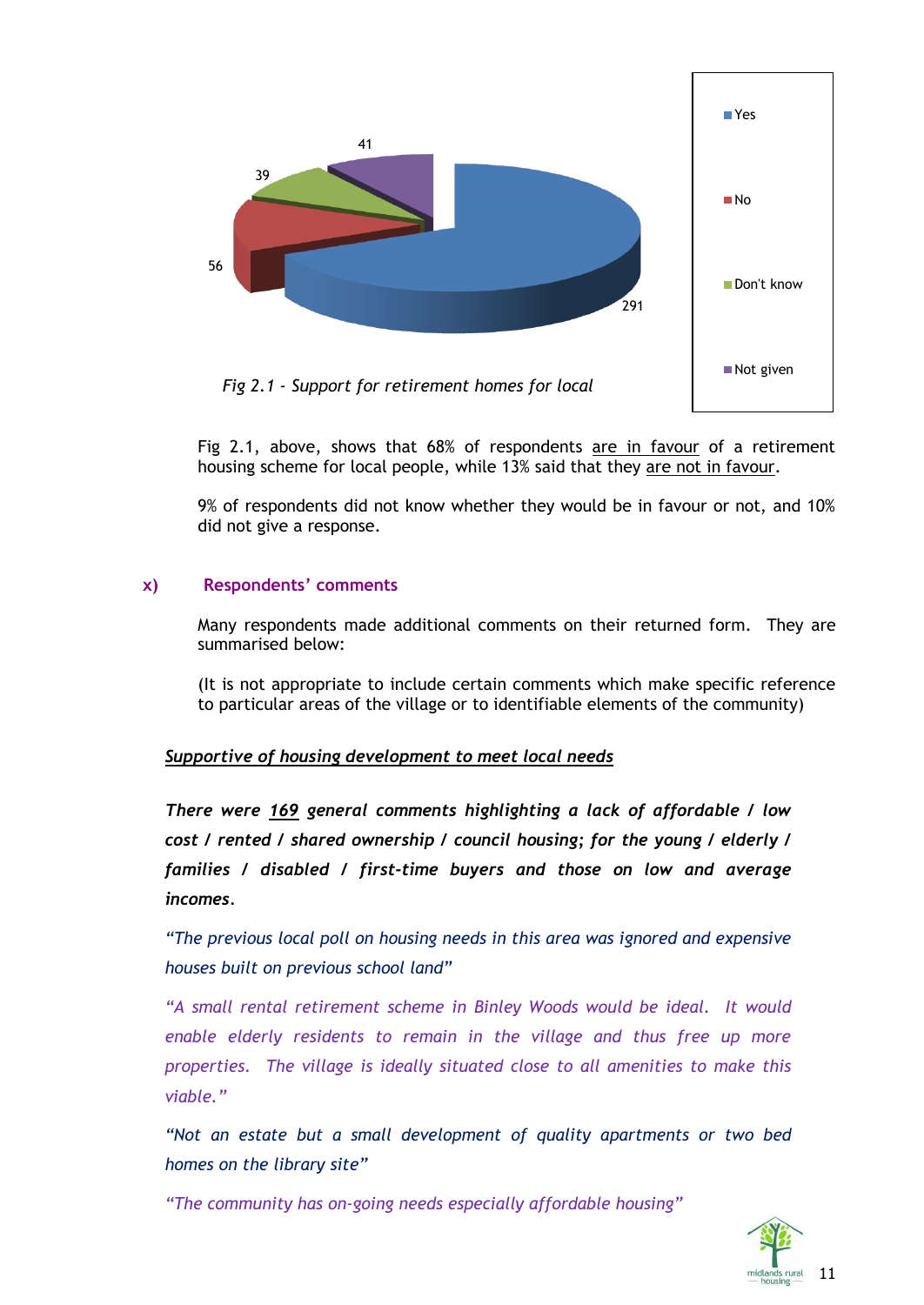Yes: 291
No: 56
Don't know: 39
Not given: 41

*Fig 2.1 - Support for retirement homes for local*

Fig 2.1, above, shows that 68% of respondents are in favour of a retirement housing scheme for local people, while 13% said that they are not in favour.

9% of respondents did not know whether they would be in favour or not, and 10% did not give a response.

## x) Respondents' comments

Many respondents made additional comments on their returned form. They are summarised below:

(It is not appropriate to include certain comments which make specific reference to particular areas of the village or to identifiable elements of the community)

***Supportive of housing development to meet local needs***

***There were 169 general comments highlighting a lack of affordable / low cost / rented / shared ownership / council housing; for the young / elderly / families / disabled / first-time buyers and those on low and average incomes.***

*"The previous local poll on housing needs in this area was ignored and expensive houses built on previous school land"*

*"A small rental retirement scheme in Binley Woods would be ideal. It would enable elderly residents to remain in the village and thus free up more properties. The village is ideally situated close to all amenities to make this viable."*

*"Not an estate but a small development of quality apartments or two bed homes on the library site"*

*"The community has on-going needs especially affordable housing"*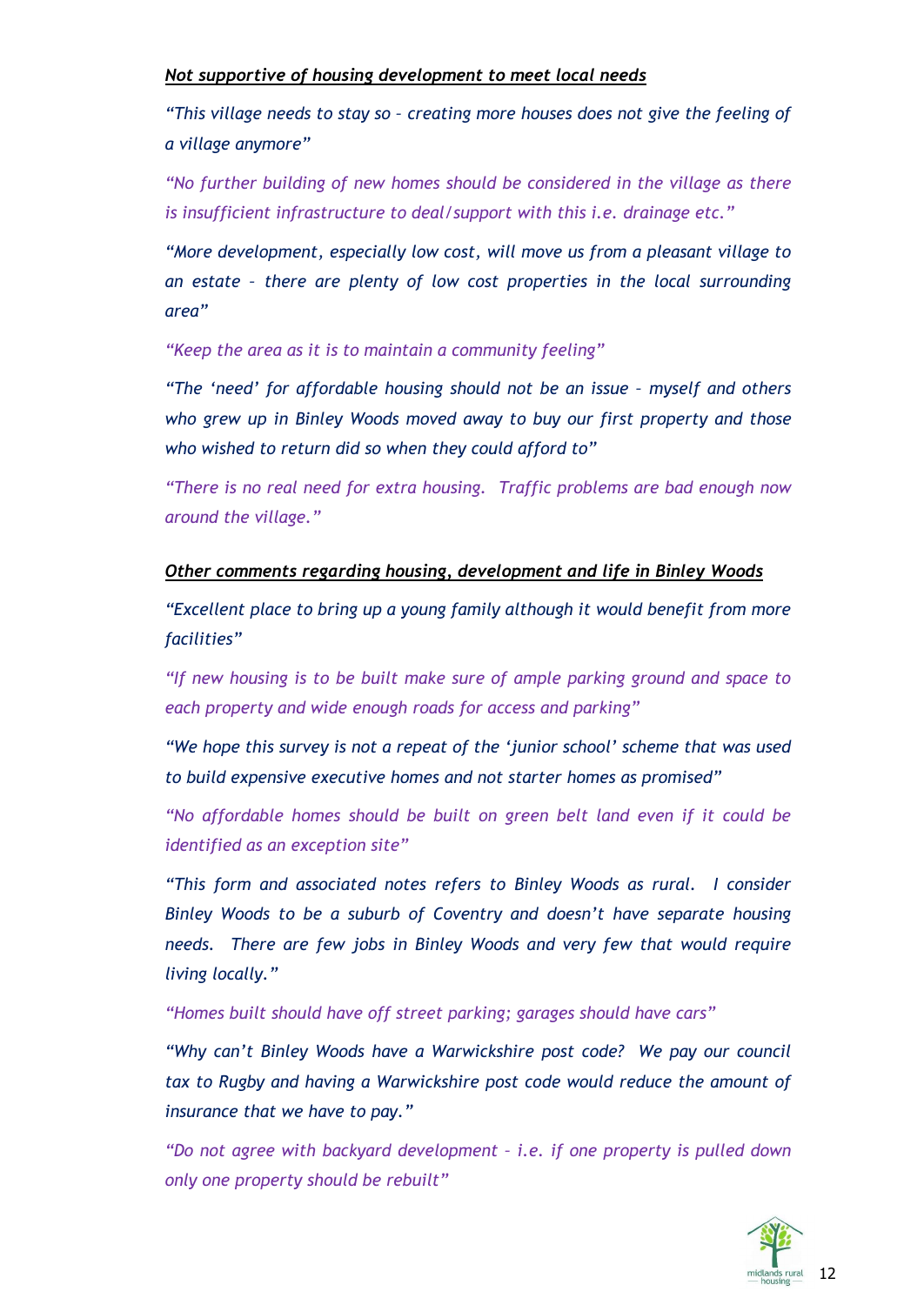***Not supportive of housing development to meet local needs***

*"This village needs to stay so – creating more houses does not give the feeling of a village anymore"*

*"No further building of new homes should be considered in the village as there is insufficient infrastructure to deal/support with this i.e. drainage etc."*

*"More development, especially low cost, will move us from a pleasant village to an estate – there are plenty of low cost properties in the local surrounding area"*

*"Keep the area as it is to maintain a community feeling"*

*"The 'need' for affordable housing should not be an issue – myself and others who grew up in Binley Woods moved away to buy our first property and those who wished to return did so when they could afford to"*

*"There is no real need for extra housing. Traffic problems are bad enough now around the village."*

***Other comments regarding housing, development and life in Binley Woods***

*"Excellent place to bring up a young family although it would benefit from more facilities"*

*"If new housing is to be built make sure of ample parking ground and space to each property and wide enough roads for access and parking"*

*"We hope this survey is not a repeat of the 'junior school' scheme that was used to build expensive executive homes and not starter homes as promised"*

*"No affordable homes should be built on green belt land even if it could be identified as an exception site"*

*"This form and associated notes refers to Binley Woods as rural. I consider Binley Woods to be a suburb of Coventry and doesn't have separate housing needs. There are few jobs in Binley Woods and very few that would require living locally."*

*"Homes built should have off street parking; garages should have cars"*

*"Why can't Binley Woods have a Warwickshire post code? We pay our council tax to Rugby and having a Warwickshire post code would reduce the amount of insurance that we have to pay."*

*"Do not agree with backyard development – i.e. if one property is pulled down only one property should be rebuilt"*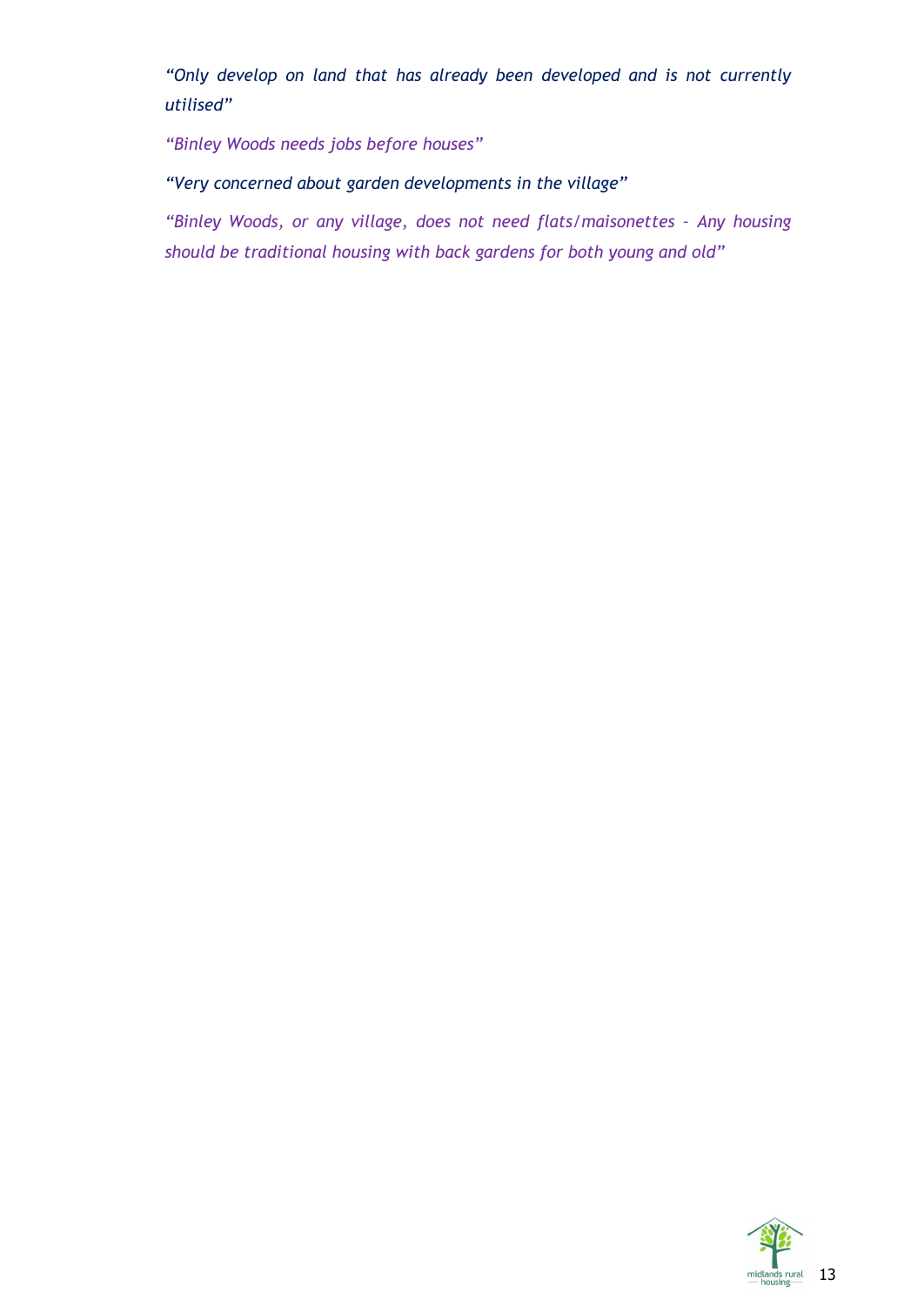*"Only develop on land that has already been developed and is not currently utilised"*

*"Binley Woods needs jobs before houses"*

*"Very concerned about garden developments in the village"*

*"Binley Woods, or any village, does not need flats/maisonettes – Any housing should be traditional housing with back gardens for both young and old"*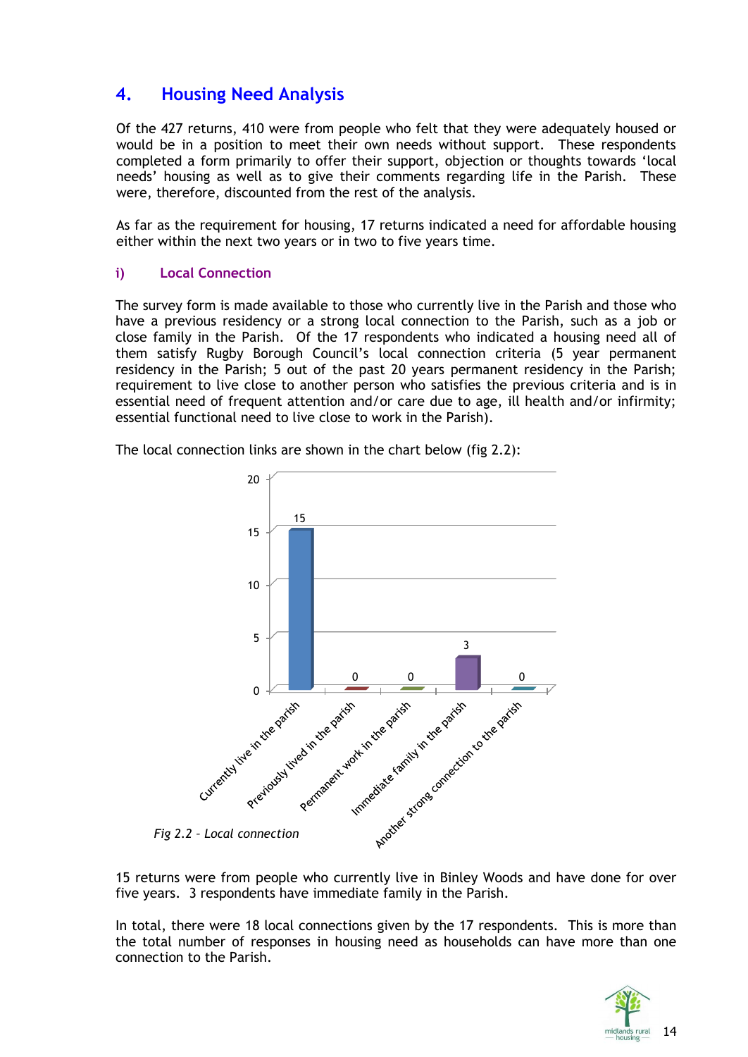## 4. Housing Need Analysis

Of the 427 returns, 410 were from people who felt that they were adequately housed or would be in a position to meet their own needs without support. These respondents completed a form primarily to offer their support, objection or thoughts towards 'local needs' housing as well as to give their comments regarding life in the Parish. These were, therefore, discounted from the rest of the analysis.

As far as the requirement for housing, 17 returns indicated a need for affordable housing either within the next two years or in two to five years time.

### i) Local Connection

The survey form is made available to those who currently live in the Parish and those who have a previous residency or a strong local connection to the Parish, such as a job or close family in the Parish. Of the 17 respondents who indicated a housing need all of them satisfy Rugby Borough Council's local connection criteria (5 year permanent residency in the Parish; 5 out of the past 20 years permanent residency in the Parish; requirement to live close to another person who satisfies the previous criteria and is in essential need of frequent attention and/or care due to age, ill health and/or infirmity; essential functional need to live close to work in the Parish).

The local connection links are shown in the chart below (fig 2.2):

| Local connection | Number |
| --- | --- |
| Currently live in the parish | 15 |
| Previously lived in the parish | 0 |
| Permanent work in the parish | 0 |
| Immediate family in the parish | 3 |
| Another strong connection to the parish | 0 |

*Fig 2.2 – Local connection*

15 returns were from people who currently live in Binley Woods and have done for over five years. 3 respondents have immediate family in the Parish.

In total, there were 18 local connections given by the 17 respondents. This is more than the total number of responses in housing need as households can have more than one connection to the Parish.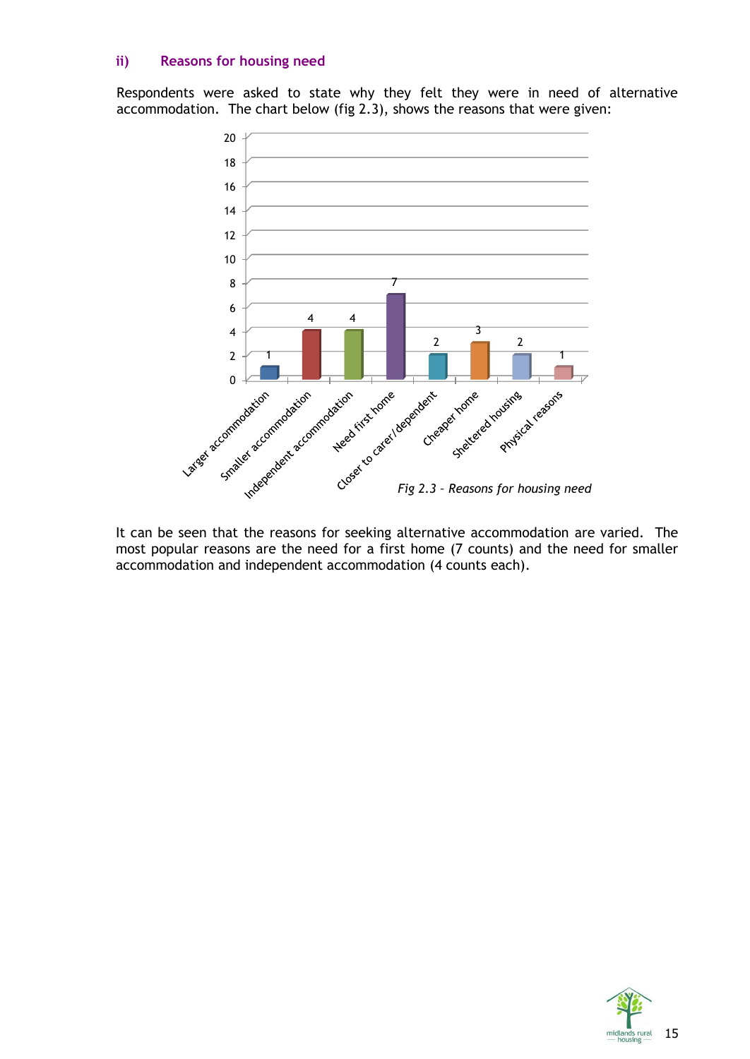### ii) Reasons for housing need

Respondents were asked to state why they felt they were in need of alternative accommodation. The chart below (fig 2.3), shows the reasons that were given:

| Reason | Count |
| --- | --- |
| Larger accommodation | 1 |
| Smaller accommodation | 4 |
| Independent accommodation | 4 |
| Need first home | 7 |
| Closer to carer/dependent | 2 |
| Cheaper home | 3 |
| Sheltered housing | 2 |
| Physical reasons | 1 |

*Fig 2.3 – Reasons for housing need*

It can be seen that the reasons for seeking alternative accommodation are varied. The most popular reasons are the need for a first home (7 counts) and the need for smaller accommodation and independent accommodation (4 counts each).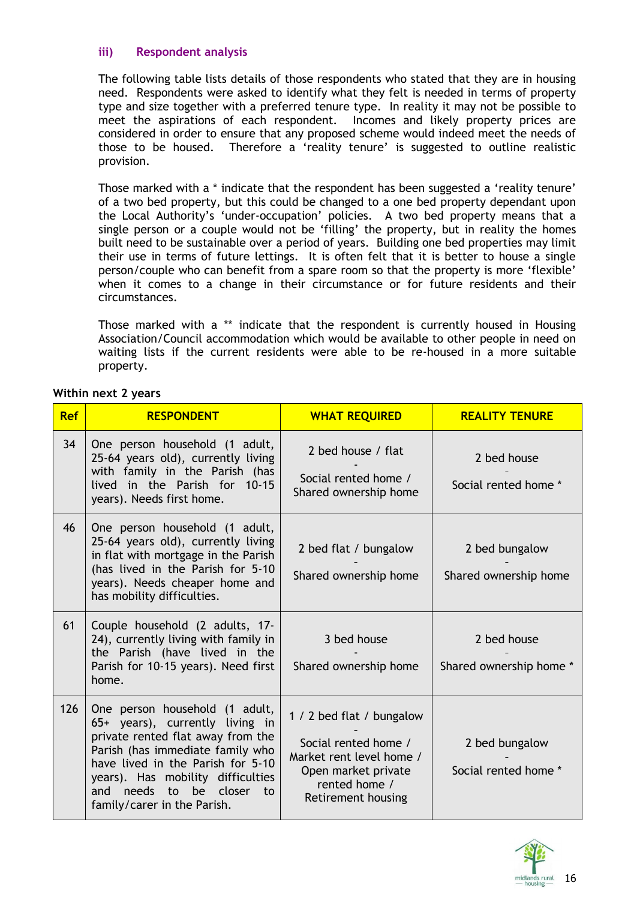### iii) Respondent analysis

The following table lists details of those respondents who stated that they are in housing need. Respondents were asked to identify what they felt is needed in terms of property type and size together with a preferred tenure type. In reality it may not be possible to meet the aspirations of each respondent. Incomes and likely property prices are considered in order to ensure that any proposed scheme would indeed meet the needs of those to be housed. Therefore a 'reality tenure' is suggested to outline realistic provision.

Those marked with a * indicate that the respondent has been suggested a 'reality tenure' of a two bed property, but this could be changed to a one bed property dependant upon the Local Authority's 'under-occupation' policies. A two bed property means that a single person or a couple would not be 'filling' the property, but in reality the homes built need to be sustainable over a period of years. Building one bed properties may limit their use in terms of future lettings. It is often felt that it is better to house a single person/couple who can benefit from a spare room so that the property is more 'flexible' when it comes to a change in their circumstance or for future residents and their circumstances.

Those marked with a ** indicate that the respondent is currently housed in Housing Association/Council accommodation which would be available to other people in need on waiting lists if the current residents were able to be re-housed in a more suitable property.

**Within next 2 years**

| Ref | RESPONDENT | WHAT REQUIRED | REALITY TENURE |
|---|---|---|---|
| 34 | One person household (1 adult, 25-64 years old), currently living with family in the Parish (has lived in the Parish for 10-15 years). Needs first home. | 2 bed house / flat - Social rented home / Shared ownership home | 2 bed house - Social rented home * |
| 46 | One person household (1 adult, 25-64 years old), currently living in flat with mortgage in the Parish (has lived in the Parish for 5-10 years). Needs cheaper home and has mobility difficulties. | 2 bed flat / bungalow - Shared ownership home | 2 bed bungalow - Shared ownership home |
| 61 | Couple household (2 adults, 17-24), currently living with family in the Parish (have lived in the Parish for 10-15 years). Need first home. | 3 bed house - Shared ownership home | 2 bed house - Shared ownership home * |
| 126 | One person household (1 adult, 65+ years), currently living in private rented flat away from the Parish (has immediate family who have lived in the Parish for 5-10 years). Has mobility difficulties and needs to be closer to family/carer in the Parish. | 1 / 2 bed flat / bungalow - Social rented home / Market rent level home / Open market private rented home / Retirement housing | 2 bed bungalow - Social rented home * |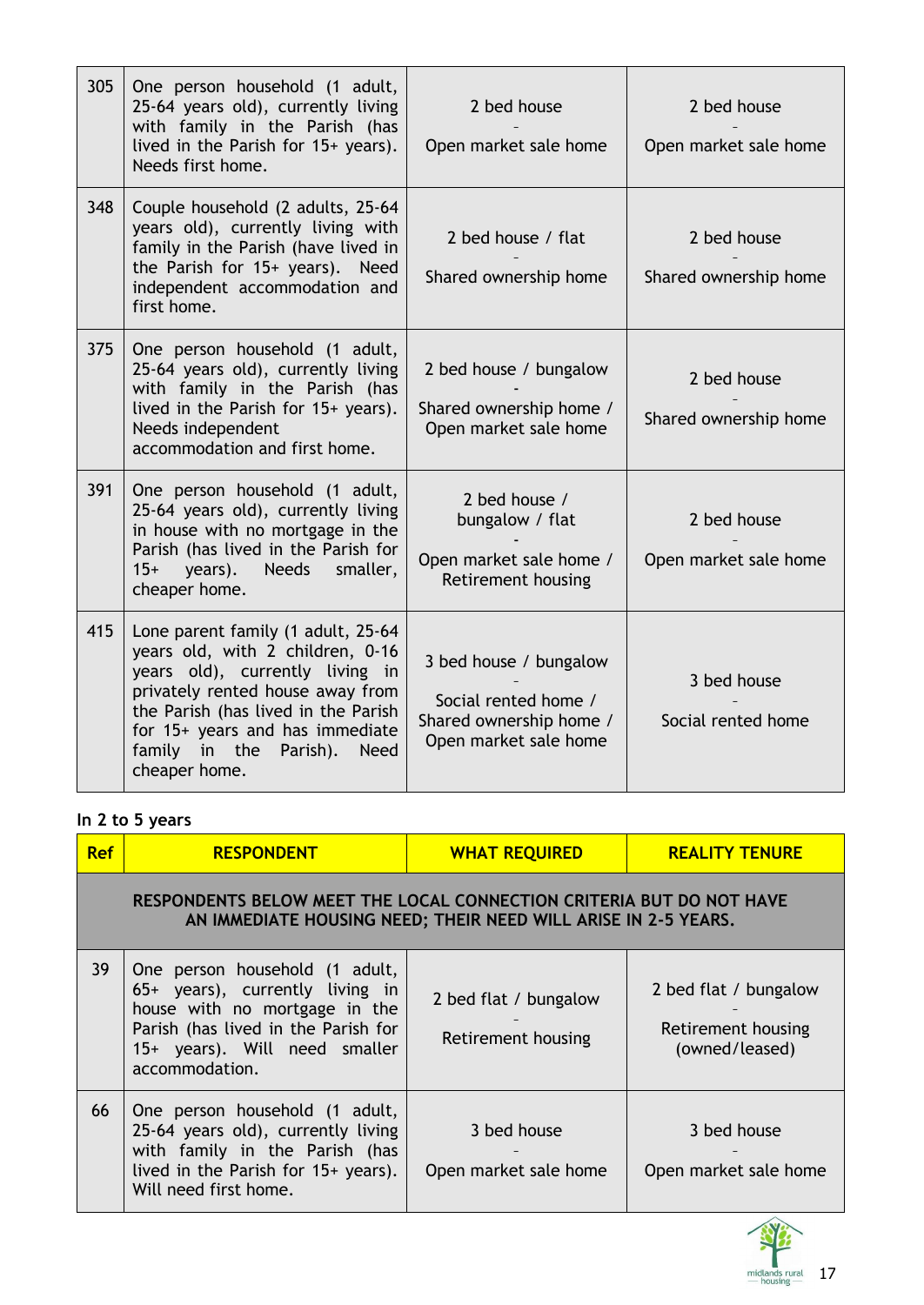| | | | |
|---|---|---|---|
| 305 | One person household (1 adult, 25-64 years old), currently living with family in the Parish (has lived in the Parish for 15+ years). Needs first home. | 2 bed house<br>-<br>Open market sale home | 2 bed house<br>-<br>Open market sale home |
| 348 | Couple household (2 adults, 25-64 years old), currently living with family in the Parish (have lived in the Parish for 15+ years). Need independent accommodation and first home. | 2 bed house / flat<br>-<br>Shared ownership home | 2 bed house<br>-<br>Shared ownership home |
| 375 | One person household (1 adult, 25-64 years old), currently living with family in the Parish (has lived in the Parish for 15+ years). Needs independent accommodation and first home. | 2 bed house / bungalow<br>-<br>Shared ownership home / Open market sale home | 2 bed house<br>-<br>Shared ownership home |
| 391 | One person household (1 adult, 25-64 years old), currently living in house with no mortgage in the Parish (has lived in the Parish for 15+ years). Needs smaller, cheaper home. | 2 bed house / bungalow / flat<br>-<br>Open market sale home / Retirement housing | 2 bed house<br>-<br>Open market sale home |
| 415 | Lone parent family (1 adult, 25-64 years old, with 2 children, 0-16 years old), currently living in privately rented house away from the Parish (has lived in the Parish for 15+ years and has immediate family in the Parish). Need cheaper home. | 3 bed house / bungalow<br>-<br>Social rented home / Shared ownership home / Open market sale home | 3 bed house<br>-<br>Social rented home |

**In 2 to 5 years**

| Ref | RESPONDENT | WHAT REQUIRED | REALITY TENURE |
|---|---|---|---|
| | **RESPONDENTS BELOW MEET THE LOCAL CONNECTION CRITERIA BUT DO NOT HAVE AN IMMEDIATE HOUSING NEED; THEIR NEED WILL ARISE IN 2-5 YEARS.** | | |
| 39 | One person household (1 adult, 65+ years), currently living in house with no mortgage in the Parish (has lived in the Parish for 15+ years). Will need smaller accommodation. | 2 bed flat / bungalow<br>-<br>Retirement housing | 2 bed flat / bungalow<br>-<br>Retirement housing (owned/leased) |
| 66 | One person household (1 adult, 25-64 years old), currently living with family in the Parish (has lived in the Parish for 15+ years). Will need first home. | 3 bed house<br>-<br>Open market sale home | 3 bed house<br>-<br>Open market sale home |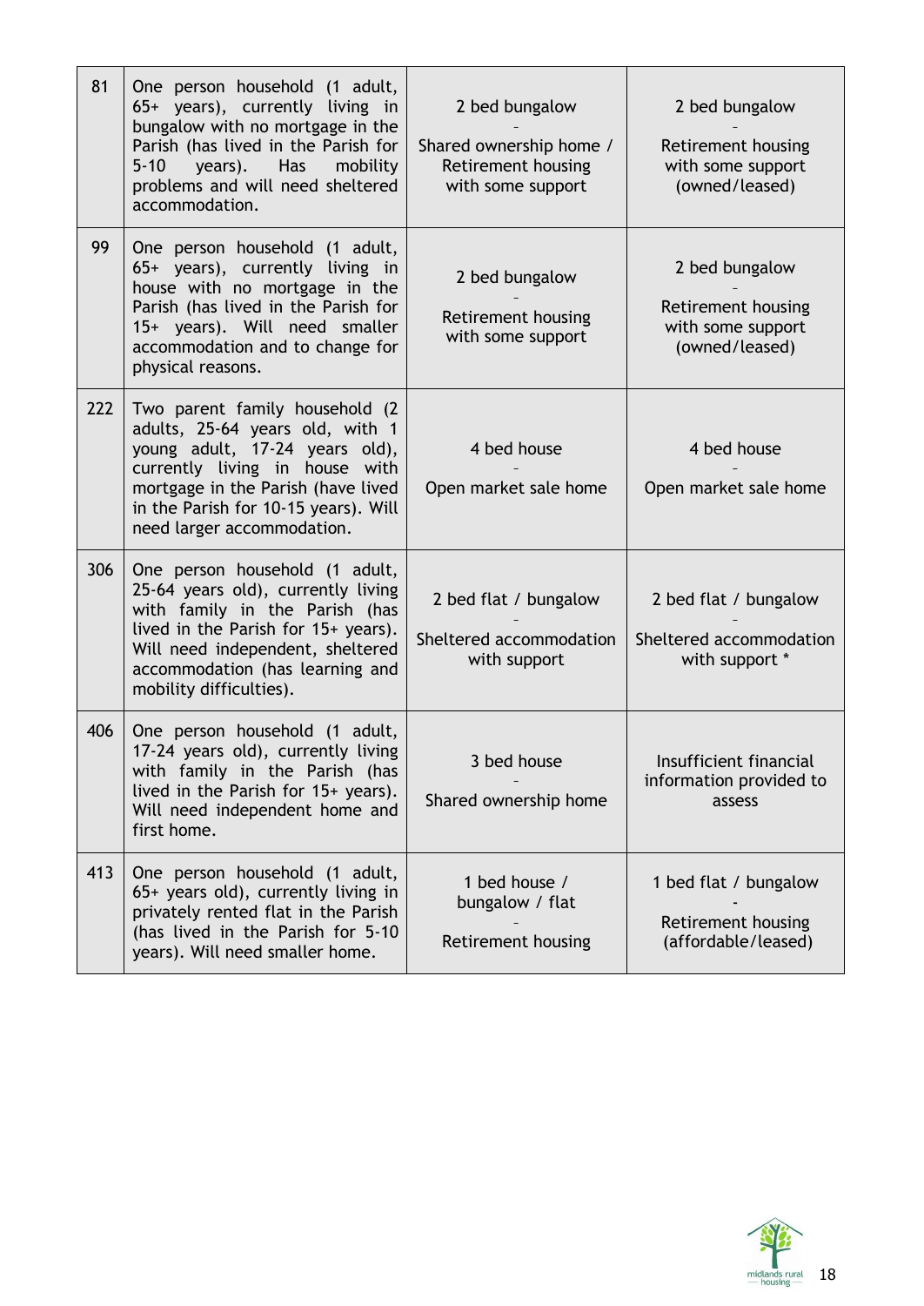| | | | |
|---|---|---|---|
| 81 | One person household (1 adult, 65+ years), currently living in bungalow with no mortgage in the Parish (has lived in the Parish for 5-10 years). Has mobility problems and will need sheltered accommodation. | 2 bed bungalow - Shared ownership home / Retirement housing with some support | 2 bed bungalow - Retirement housing with some support (owned/leased) |
| 99 | One person household (1 adult, 65+ years), currently living in house with no mortgage in the Parish (has lived in the Parish for 15+ years). Will need smaller accommodation and to change for physical reasons. | 2 bed bungalow - Retirement housing with some support | 2 bed bungalow - Retirement housing with some support (owned/leased) |
| 222 | Two parent family household (2 adults, 25-64 years old, with 1 young adult, 17-24 years old), currently living in house with mortgage in the Parish (have lived in the Parish for 10-15 years). Will need larger accommodation. | 4 bed house - Open market sale home | 4 bed house - Open market sale home |
| 306 | One person household (1 adult, 25-64 years old), currently living with family in the Parish (has lived in the Parish for 15+ years). Will need independent, sheltered accommodation (has learning and mobility difficulties). | 2 bed flat / bungalow - Sheltered accommodation with support | 2 bed flat / bungalow - Sheltered accommodation with support * |
| 406 | One person household (1 adult, 17-24 years old), currently living with family in the Parish (has lived in the Parish for 15+ years). Will need independent home and first home. | 3 bed house - Shared ownership home | Insufficient financial information provided to assess |
| 413 | One person household (1 adult, 65+ years old), currently living in privately rented flat in the Parish (has lived in the Parish for 5-10 years). Will need smaller home. | 1 bed house / bungalow / flat - Retirement housing | 1 bed flat / bungalow - Retirement housing (affordable/leased) |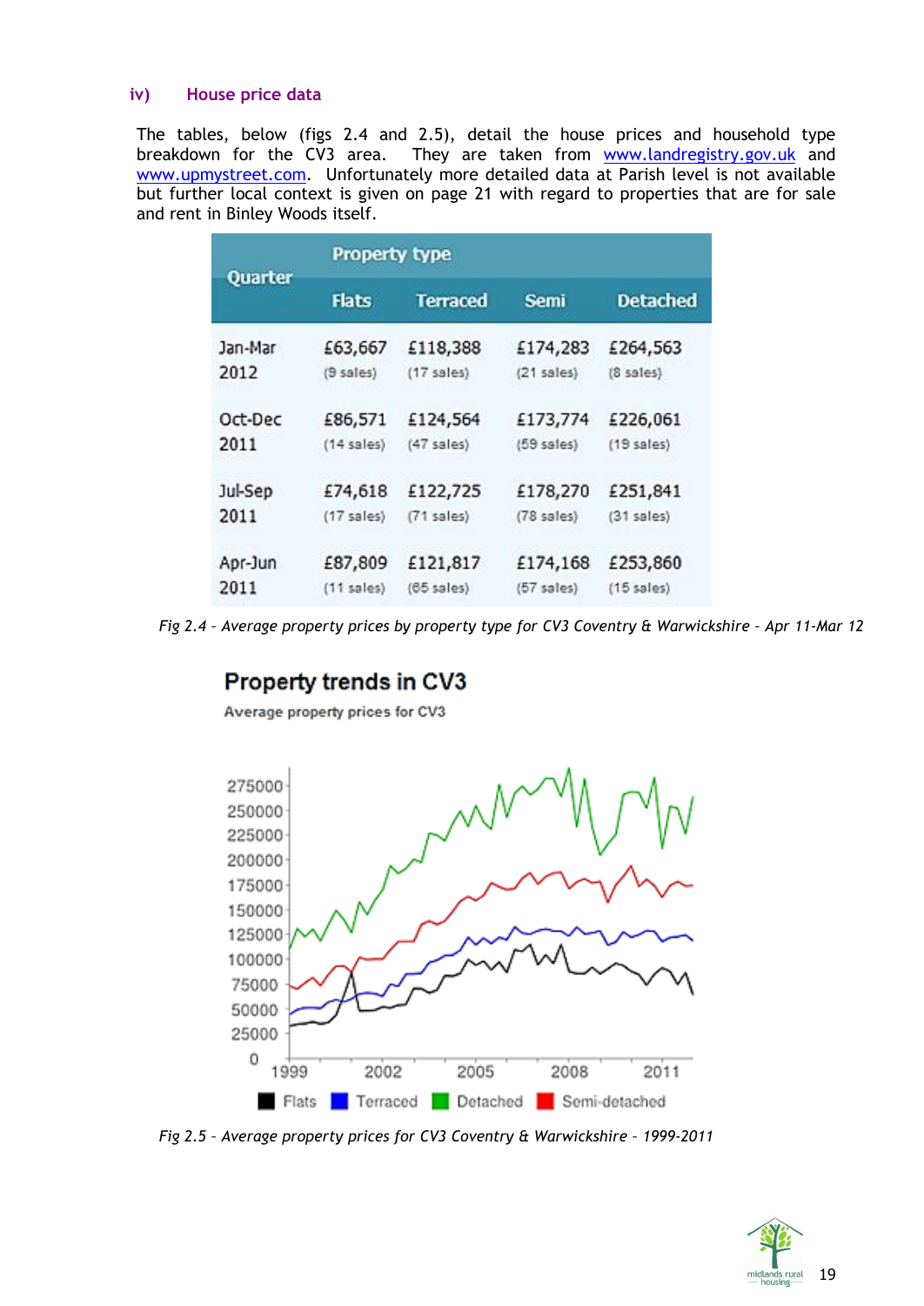### iv) House price data

The tables, below (figs 2.4 and 2.5), detail the house prices and household type breakdown for the CV3 area. They are taken from www.landregistry.gov.uk and www.upmystreet.com. Unfortunately more detailed data at Parish level is not available but further local context is given on page 21 with regard to properties that are for sale and rent in Binley Woods itself.

| Quarter | Property type | | | |
|---|---|---|---|---|
| | Flats | Terraced | Semi | Detached |
| Jan-Mar 2012 | £63,667 (9 sales) | £118,388 (17 sales) | £174,283 (21 sales) | £264,563 (8 sales) |
| Oct-Dec 2011 | £86,571 (14 sales) | £124,564 (47 sales) | £173,774 (59 sales) | £226,061 (19 sales) |
| Jul-Sep 2011 | £74,618 (17 sales) | £122,725 (71 sales) | £178,270 (78 sales) | £251,841 (31 sales) |
| Apr-Jun 2011 | £87,809 (11 sales) | £121,817 (65 sales) | £174,168 (57 sales) | £253,860 (15 sales) |

*Fig 2.4 – Average property prices by property type for CV3 Coventry & Warwickshire – Apr 11-Mar 12*

**Property trends in CV3**

Average property prices for CV3

*Fig 2.5 – Average property prices for CV3 Coventry & Warwickshire – 1999-2011*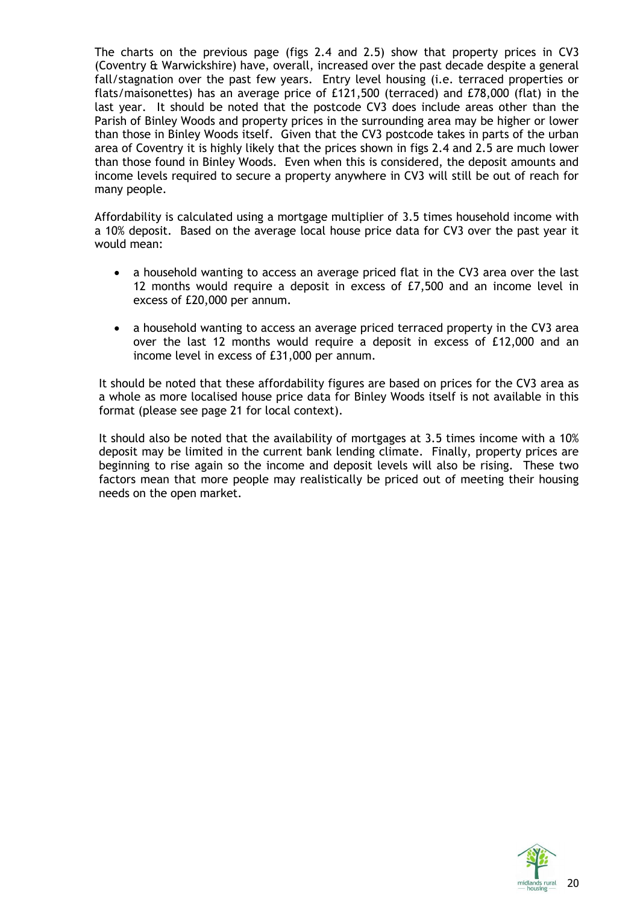The charts on the previous page (figs 2.4 and 2.5) show that property prices in CV3 (Coventry & Warwickshire) have, overall, increased over the past decade despite a general fall/stagnation over the past few years. Entry level housing (i.e. terraced properties or flats/maisonettes) has an average price of £121,500 (terraced) and £78,000 (flat) in the last year. It should be noted that the postcode CV3 does include areas other than the Parish of Binley Woods and property prices in the surrounding area may be higher or lower than those in Binley Woods itself. Given that the CV3 postcode takes in parts of the urban area of Coventry it is highly likely that the prices shown in figs 2.4 and 2.5 are much lower than those found in Binley Woods. Even when this is considered, the deposit amounts and income levels required to secure a property anywhere in CV3 will still be out of reach for many people.

Affordability is calculated using a mortgage multiplier of 3.5 times household income with a 10% deposit. Based on the average local house price data for CV3 over the past year it would mean:

- a household wanting to access an average priced flat in the CV3 area over the last 12 months would require a deposit in excess of £7,500 and an income level in excess of £20,000 per annum.

- a household wanting to access an average priced terraced property in the CV3 area over the last 12 months would require a deposit in excess of £12,000 and an income level in excess of £31,000 per annum.

It should be noted that these affordability figures are based on prices for the CV3 area as a whole as more localised house price data for Binley Woods itself is not available in this format (please see page 21 for local context).

It should also be noted that the availability of mortgages at 3.5 times income with a 10% deposit may be limited in the current bank lending climate. Finally, property prices are beginning to rise again so the income and deposit levels will also be rising. These two factors mean that more people may realistically be priced out of meeting their housing needs on the open market.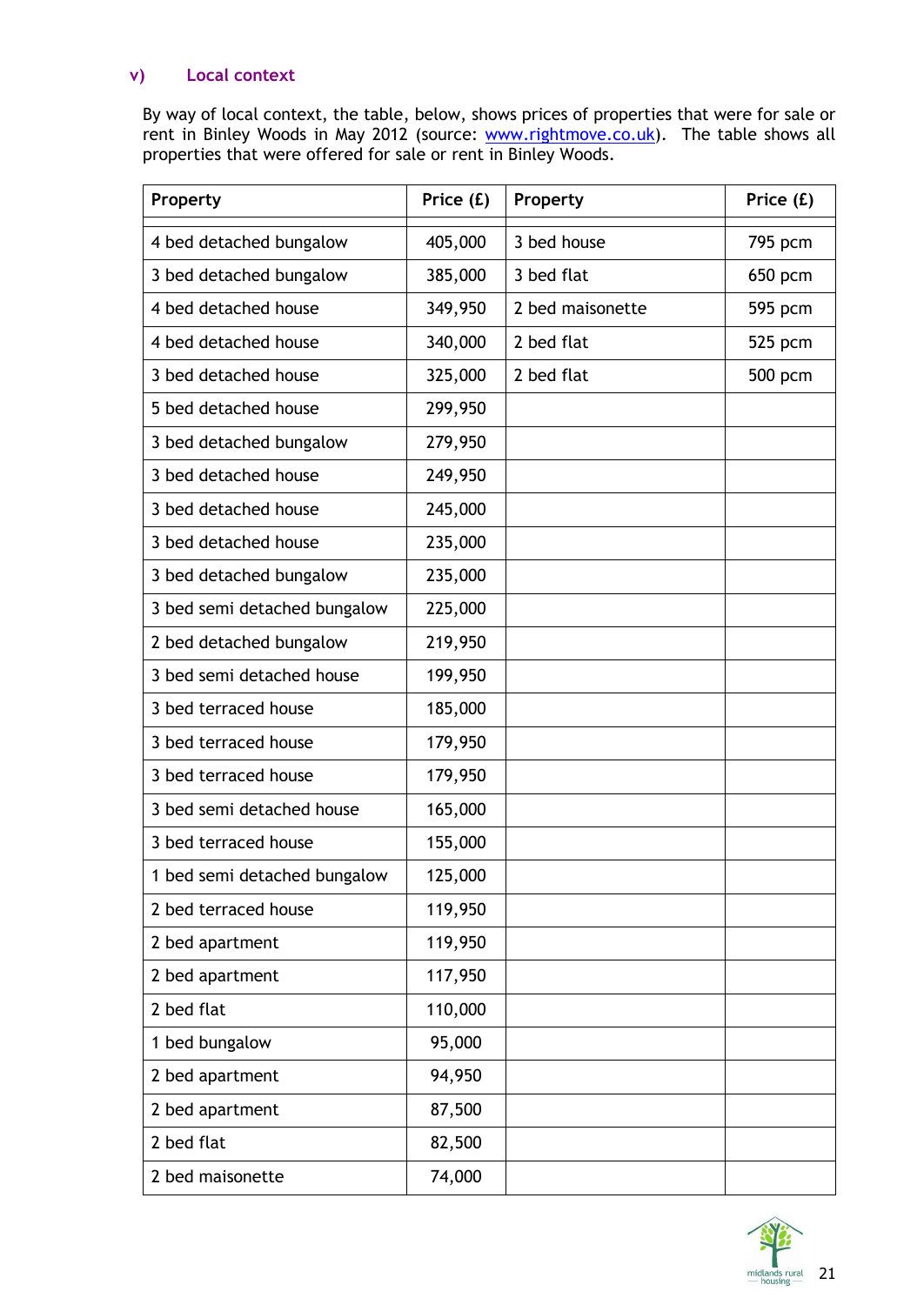### v) Local context

By way of local context, the table, below, shows prices of properties that were for sale or rent in Binley Woods in May 2012 (source: www.rightmove.co.uk). The table shows all properties that were offered for sale or rent in Binley Woods.

| Property | Price (£) | Property | Price (£) |
|---|---|---|---|
| 4 bed detached bungalow | 405,000 | 3 bed house | 795 pcm |
| 3 bed detached bungalow | 385,000 | 3 bed flat | 650 pcm |
| 4 bed detached house | 349,950 | 2 bed maisonette | 595 pcm |
| 4 bed detached house | 340,000 | 2 bed flat | 525 pcm |
| 3 bed detached house | 325,000 | 2 bed flat | 500 pcm |
| 5 bed detached house | 299,950 | | |
| 3 bed detached bungalow | 279,950 | | |
| 3 bed detached house | 249,950 | | |
| 3 bed detached house | 245,000 | | |
| 3 bed detached house | 235,000 | | |
| 3 bed detached bungalow | 235,000 | | |
| 3 bed semi detached bungalow | 225,000 | | |
| 2 bed detached bungalow | 219,950 | | |
| 3 bed semi detached house | 199,950 | | |
| 3 bed terraced house | 185,000 | | |
| 3 bed terraced house | 179,950 | | |
| 3 bed terraced house | 179,950 | | |
| 3 bed semi detached house | 165,000 | | |
| 3 bed terraced house | 155,000 | | |
| 1 bed semi detached bungalow | 125,000 | | |
| 2 bed terraced house | 119,950 | | |
| 2 bed apartment | 119,950 | | |
| 2 bed apartment | 117,950 | | |
| 2 bed flat | 110,000 | | |
| 1 bed bungalow | 95,000 | | |
| 2 bed apartment | 94,950 | | |
| 2 bed apartment | 87,500 | | |
| 2 bed flat | 82,500 | | |
| 2 bed maisonette | 74,000 | | |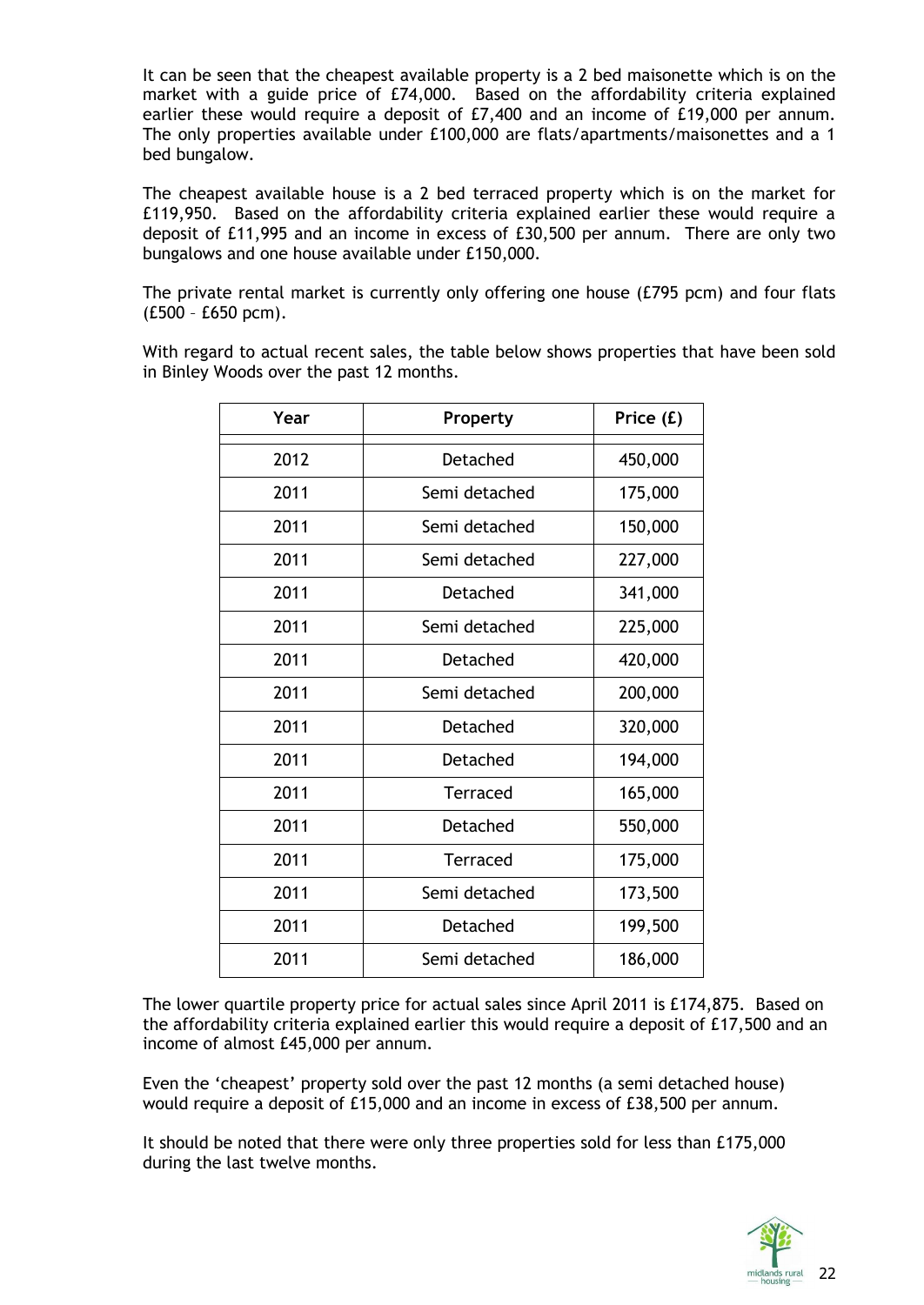It can be seen that the cheapest available property is a 2 bed maisonette which is on the market with a guide price of £74,000. Based on the affordability criteria explained earlier these would require a deposit of £7,400 and an income of £19,000 per annum. The only properties available under £100,000 are flats/apartments/maisonettes and a 1 bed bungalow.

The cheapest available house is a 2 bed terraced property which is on the market for £119,950. Based on the affordability criteria explained earlier these would require a deposit of £11,995 and an income in excess of £30,500 per annum. There are only two bungalows and one house available under £150,000.

The private rental market is currently only offering one house (£795 pcm) and four flats (£500 – £650 pcm).

With regard to actual recent sales, the table below shows properties that have been sold in Binley Woods over the past 12 months.

| Year | Property | Price (£) |
|---|---|---|
| 2012 | Detached | 450,000 |
| 2011 | Semi detached | 175,000 |
| 2011 | Semi detached | 150,000 |
| 2011 | Semi detached | 227,000 |
| 2011 | Detached | 341,000 |
| 2011 | Semi detached | 225,000 |
| 2011 | Detached | 420,000 |
| 2011 | Semi detached | 200,000 |
| 2011 | Detached | 320,000 |
| 2011 | Detached | 194,000 |
| 2011 | Terraced | 165,000 |
| 2011 | Detached | 550,000 |
| 2011 | Terraced | 175,000 |
| 2011 | Semi detached | 173,500 |
| 2011 | Detached | 199,500 |
| 2011 | Semi detached | 186,000 |

The lower quartile property price for actual sales since April 2011 is £174,875. Based on the affordability criteria explained earlier this would require a deposit of £17,500 and an income of almost £45,000 per annum.

Even the 'cheapest' property sold over the past 12 months (a semi detached house) would require a deposit of £15,000 and an income in excess of £38,500 per annum.

It should be noted that there were only three properties sold for less than £175,000 during the last twelve months.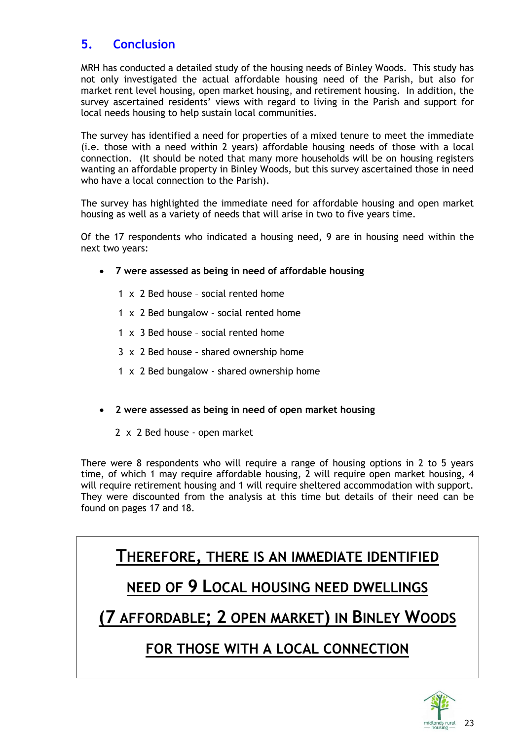## 5. Conclusion

MRH has conducted a detailed study of the housing needs of Binley Woods. This study has not only investigated the actual affordable housing need of the Parish, but also for market rent level housing, open market housing, and retirement housing. In addition, the survey ascertained residents' views with regard to living in the Parish and support for local needs housing to help sustain local communities.

The survey has identified a need for properties of a mixed tenure to meet the immediate (i.e. those with a need within 2 years) affordable housing needs of those with a local connection. (It should be noted that many more households will be on housing registers wanting an affordable property in Binley Woods, but this survey ascertained those in need who have a local connection to the Parish).

The survey has highlighted the immediate need for affordable housing and open market housing as well as a variety of needs that will arise in two to five years time.

Of the 17 respondents who indicated a housing need, 9 are in housing need within the next two years:

- **7 were assessed as being in need of affordable housing**

  1 x 2 Bed house – social rented home

  1 x 2 Bed bungalow – social rented home

  1 x 3 Bed house – social rented home

  3 x 2 Bed house – shared ownership home

  1 x 2 Bed bungalow - shared ownership home

- **2 were assessed as being in need of open market housing**

  2 x 2 Bed house - open market

There were 8 respondents who will require a range of housing options in 2 to 5 years time, of which 1 may require affordable housing, 2 will require open market housing, 4 will require retirement housing and 1 will require sheltered accommodation with support. They were discounted from the analysis at this time but details of their need can be found on pages 17 and 18.

**<u>THEREFORE, THERE IS AN IMMEDIATE IDENTIFIED NEED OF 9 LOCAL HOUSING NEED DWELLINGS (7 AFFORDABLE; 2 OPEN MARKET) IN BINLEY WOODS FOR THOSE WITH A LOCAL CONNECTION</u>**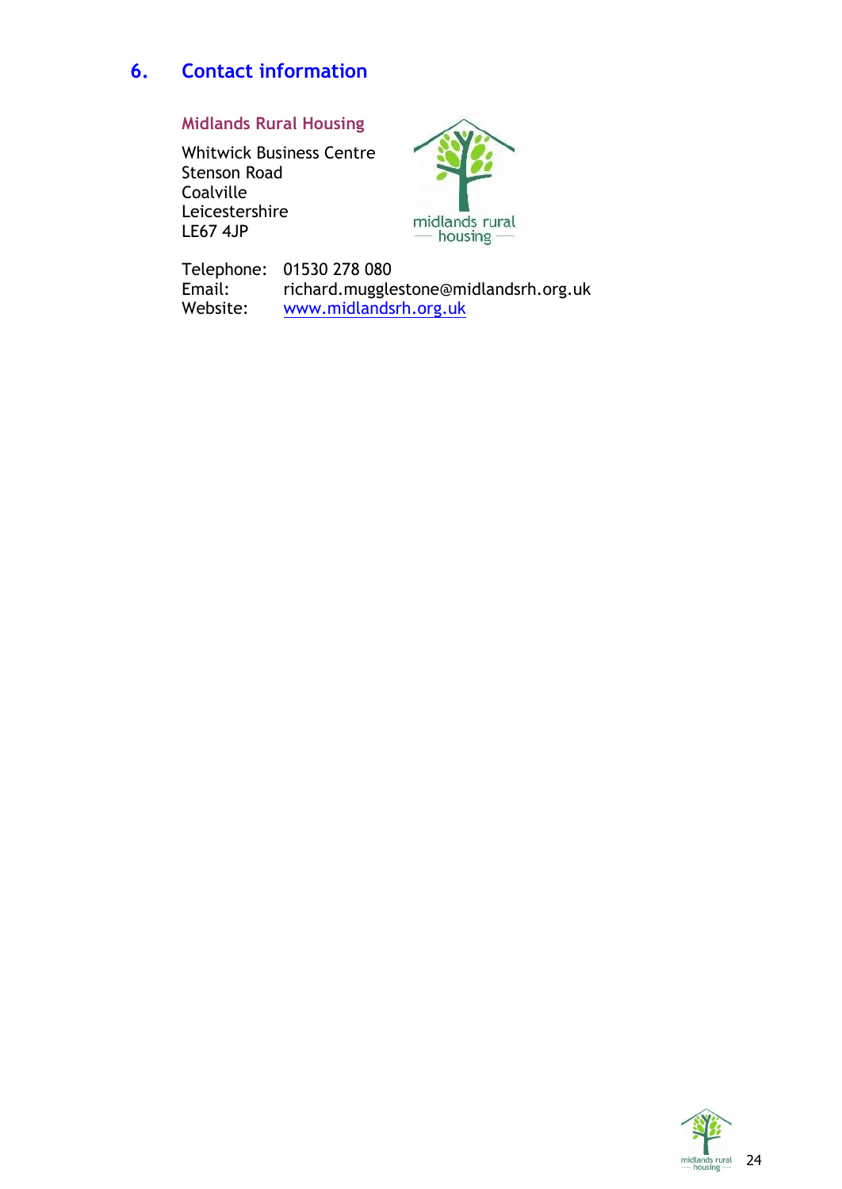## 6. Contact information

### Midlands Rural Housing

Whitwick Business Centre
Stenson Road
Coalville
Leicestershire
LE67 4JP

Telephone: 01530 278 080
Email: richard.mugglestone@midlandsrh.org.uk
Website: [www.midlandsrh.org.uk](http://www.midlandsrh.org.uk)